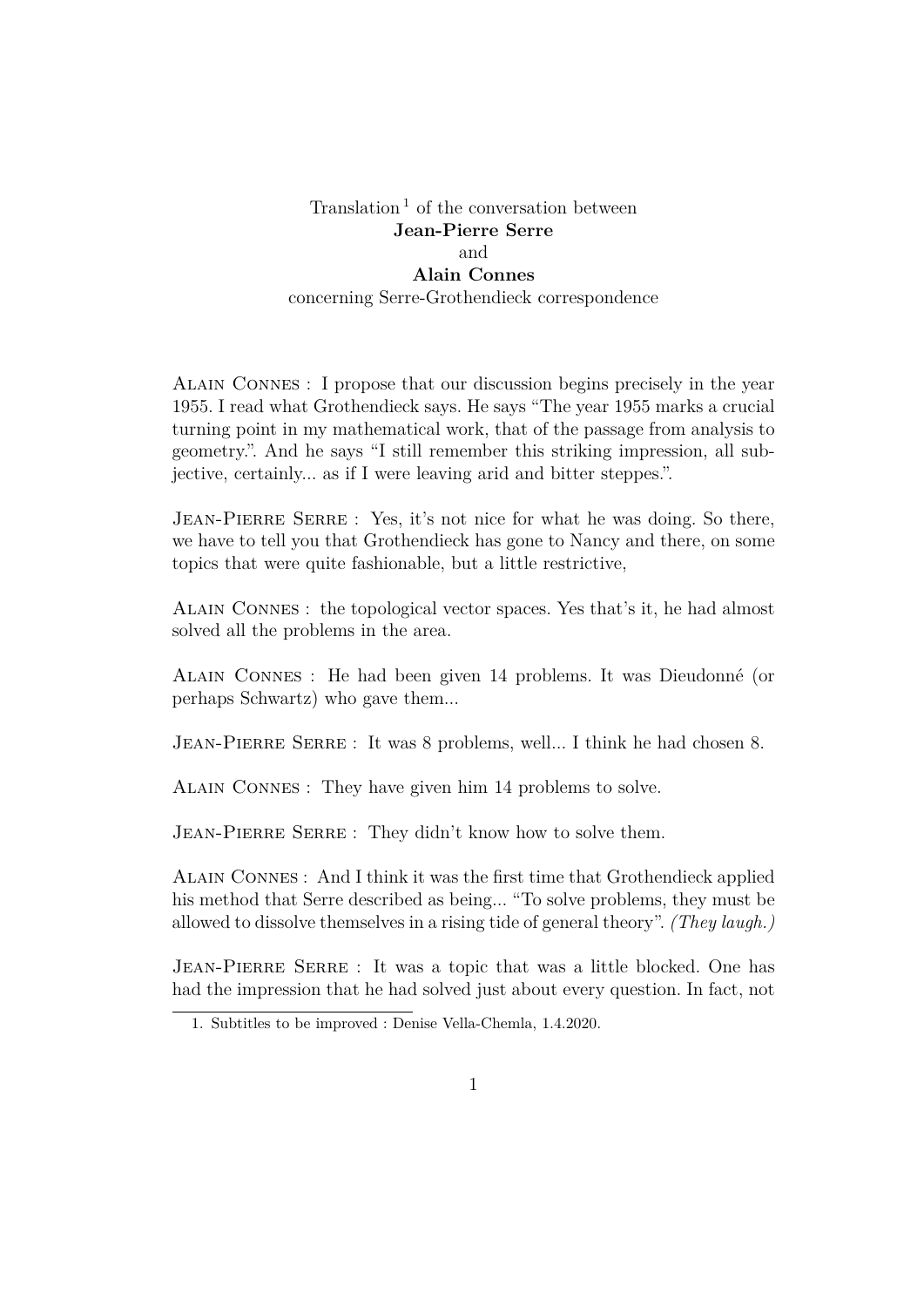Translation[1] of the conversation between
**Jean-Pierre Serre**
and
**Alain Connes**
concerning Serre-Grothendieck correspondence

Alain Connes : I propose that our discussion begins precisely in the year 1955. I read what Grothendieck says. He says "The year 1955 marks a crucial turning point in my mathematical work, that of the passage from analysis to geometry.". And he says "I still remember this striking impression, all subjective, certainly... as if I were leaving arid and bitter steppes.".

Jean-Pierre Serre : Yes, it's not nice for what he was doing. So there, we have to tell you that Grothendieck has gone to Nancy and there, on some topics that were quite fashionable, but a little restrictive,

Alain Connes : the topological vector spaces. Yes that's it, he had almost solved all the problems in the area.

Alain Connes : He had been given 14 problems. It was Dieudonné (or perhaps Schwartz) who gave them...

Jean-Pierre Serre : It was 8 problems, well... I think he had chosen 8.

Alain Connes : They have given him 14 problems to solve.

Jean-Pierre Serre : They didn't know how to solve them.

Alain Connes : And I think it was the first time that Grothendieck applied his method that Serre described as being... "To solve problems, they must be allowed to dissolve themselves in a rising tide of general theory". *(They laugh.)*

Jean-Pierre Serre : It was a topic that was a little blocked. One has had the impression that he had solved just about every question. In fact, not

1. Subtitles to be improved : Denise Vella-Chemla, 1.4.2020.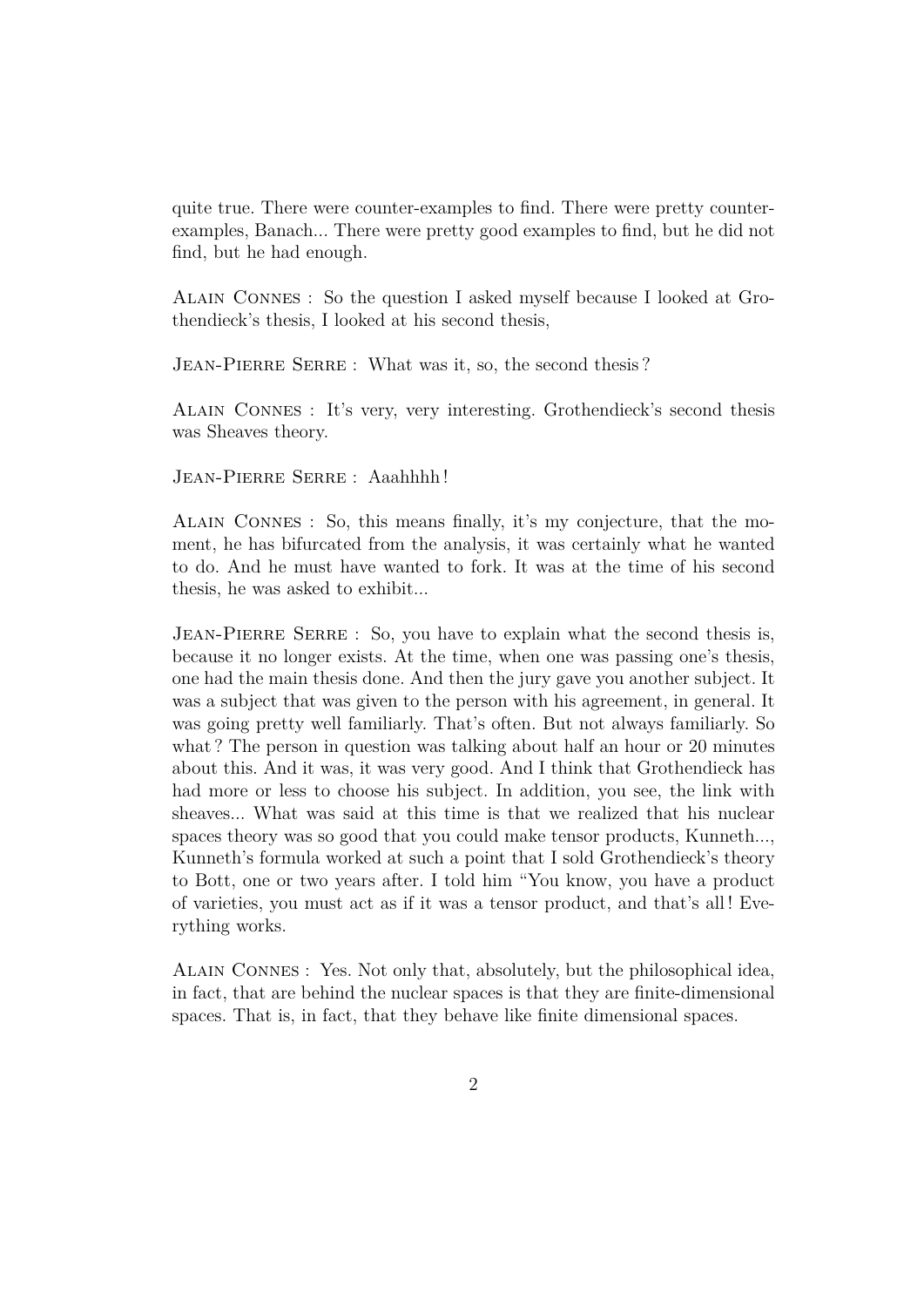quite true. There were counter-examples to find. There were pretty counter-examples, Banach... There were pretty good examples to find, but he did not find, but he had enough.

Alain Connes : So the question I asked myself because I looked at Grothendieck's thesis, I looked at his second thesis,

Jean-Pierre Serre : What was it, so, the second thesis ?

Alain Connes : It's very, very interesting. Grothendieck's second thesis was Sheaves theory.

Jean-Pierre Serre : Aaahhhh !

Alain Connes : So, this means finally, it's my conjecture, that the moment, he has bifurcated from the analysis, it was certainly what he wanted to do. And he must have wanted to fork. It was at the time of his second thesis, he was asked to exhibit...

Jean-Pierre Serre : So, you have to explain what the second thesis is, because it no longer exists. At the time, when one was passing one's thesis, one had the main thesis done. And then the jury gave you another subject. It was a subject that was given to the person with his agreement, in general. It was going pretty well familiarly. That's often. But not always familiarly. So what ? The person in question was talking about half an hour or 20 minutes about this. And it was, it was very good. And I think that Grothendieck has had more or less to choose his subject. In addition, you see, the link with sheaves... What was said at this time is that we realized that his nuclear spaces theory was so good that you could make tensor products, Kunneth..., Kunneth's formula worked at such a point that I sold Grothendieck's theory to Bott, one or two years after. I told him "You know, you have a product of varieties, you must act as if it was a tensor product, and that's all ! Everything works.

Alain Connes : Yes. Not only that, absolutely, but the philosophical idea, in fact, that are behind the nuclear spaces is that they are finite-dimensional spaces. That is, in fact, that they behave like finite dimensional spaces.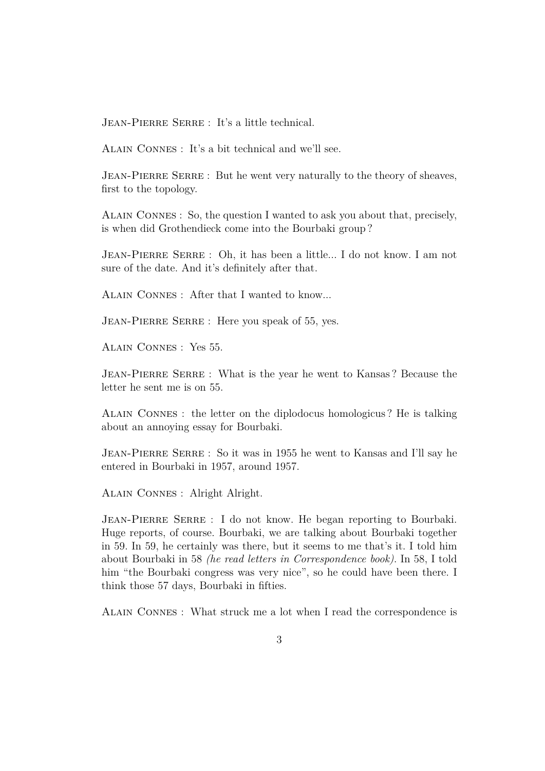Jean-Pierre Serre : It's a little technical.

Alain Connes : It's a bit technical and we'll see.

Jean-Pierre Serre : But he went very naturally to the theory of sheaves, first to the topology.

Alain Connes : So, the question I wanted to ask you about that, precisely, is when did Grothendieck come into the Bourbaki group ?

Jean-Pierre Serre : Oh, it has been a little... I do not know. I am not sure of the date. And it's definitely after that.

Alain Connes : After that I wanted to know...

Jean-Pierre Serre : Here you speak of 55, yes.

Alain Connes : Yes 55.

Jean-Pierre Serre : What is the year he went to Kansas ? Because the letter he sent me is on 55.

Alain Connes : the letter on the diplodocus homologicus ? He is talking about an annoying essay for Bourbaki.

Jean-Pierre Serre : So it was in 1955 he went to Kansas and I'll say he entered in Bourbaki in 1957, around 1957.

Alain Connes : Alright Alright.

Jean-Pierre Serre : I do not know. He began reporting to Bourbaki. Huge reports, of course. Bourbaki, we are talking about Bourbaki together in 59. In 59, he certainly was there, but it seems to me that's it. I told him about Bourbaki in 58 *(he read letters in Correspondence book)*. In 58, I told him "the Bourbaki congress was very nice", so he could have been there. I think those 57 days, Bourbaki in fifties.

Alain Connes : What struck me a lot when I read the correspondence is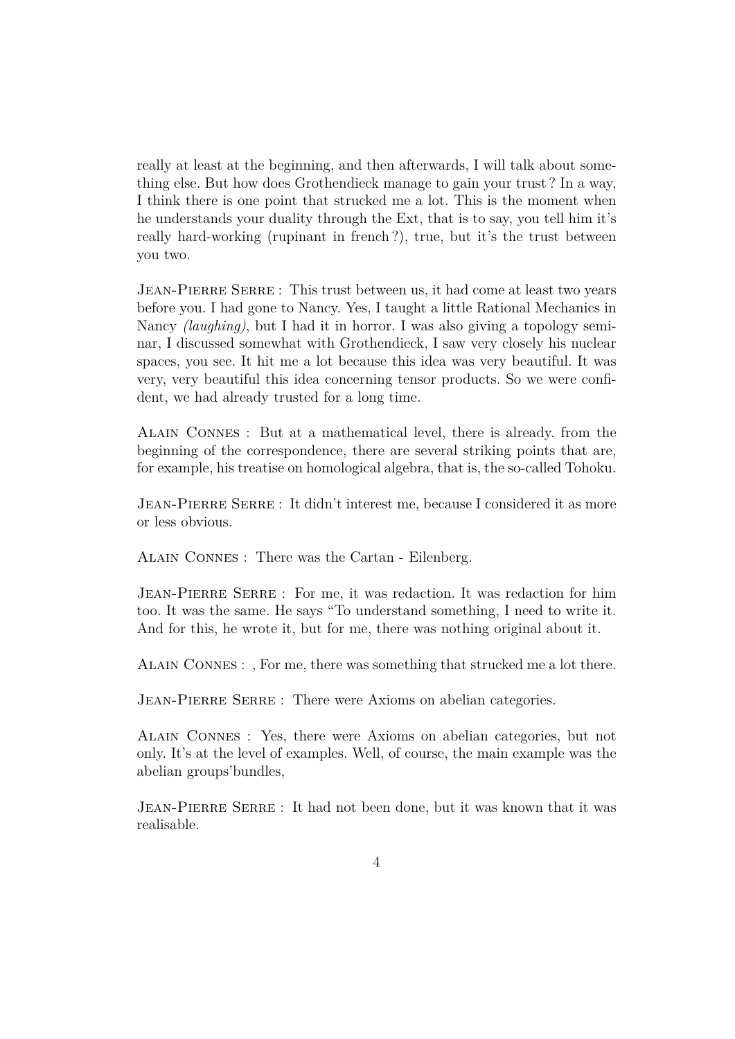really at least at the beginning, and then afterwards, I will talk about something else. But how does Grothendieck manage to gain your trust ? In a way, I think there is one point that strucked me a lot. This is the moment when he understands your duality through the Ext, that is to say, you tell him it's really hard-working (rupinant in french ?), true, but it's the trust between you two.

Jean-Pierre Serre : This trust between us, it had come at least two years before you. I had gone to Nancy. Yes, I taught a little Rational Mechanics in Nancy *(laughing)*, but I had it in horror. I was also giving a topology seminar, I discussed somewhat with Grothendieck, I saw very closely his nuclear spaces, you see. It hit me a lot because this idea was very beautiful. It was very, very beautiful this idea concerning tensor products. So we were confident, we had already trusted for a long time.

Alain Connes : But at a mathematical level, there is already. from the beginning of the correspondence, there are several striking points that are, for example, his treatise on homological algebra, that is, the so-called Tohoku.

Jean-Pierre Serre : It didn't interest me, because I considered it as more or less obvious.

Alain Connes : There was the Cartan - Eilenberg.

Jean-Pierre Serre : For me, it was redaction. It was redaction for him too. It was the same. He says "To understand something, I need to write it. And for this, he wrote it, but for me, there was nothing original about it.

Alain Connes : , For me, there was something that strucked me a lot there.

Jean-Pierre Serre : There were Axioms on abelian categories.

Alain Connes : Yes, there were Axioms on abelian categories, but not only. It's at the level of examples. Well, of course, the main example was the abelian groups'bundles,

Jean-Pierre Serre : It had not been done, but it was known that it was realisable.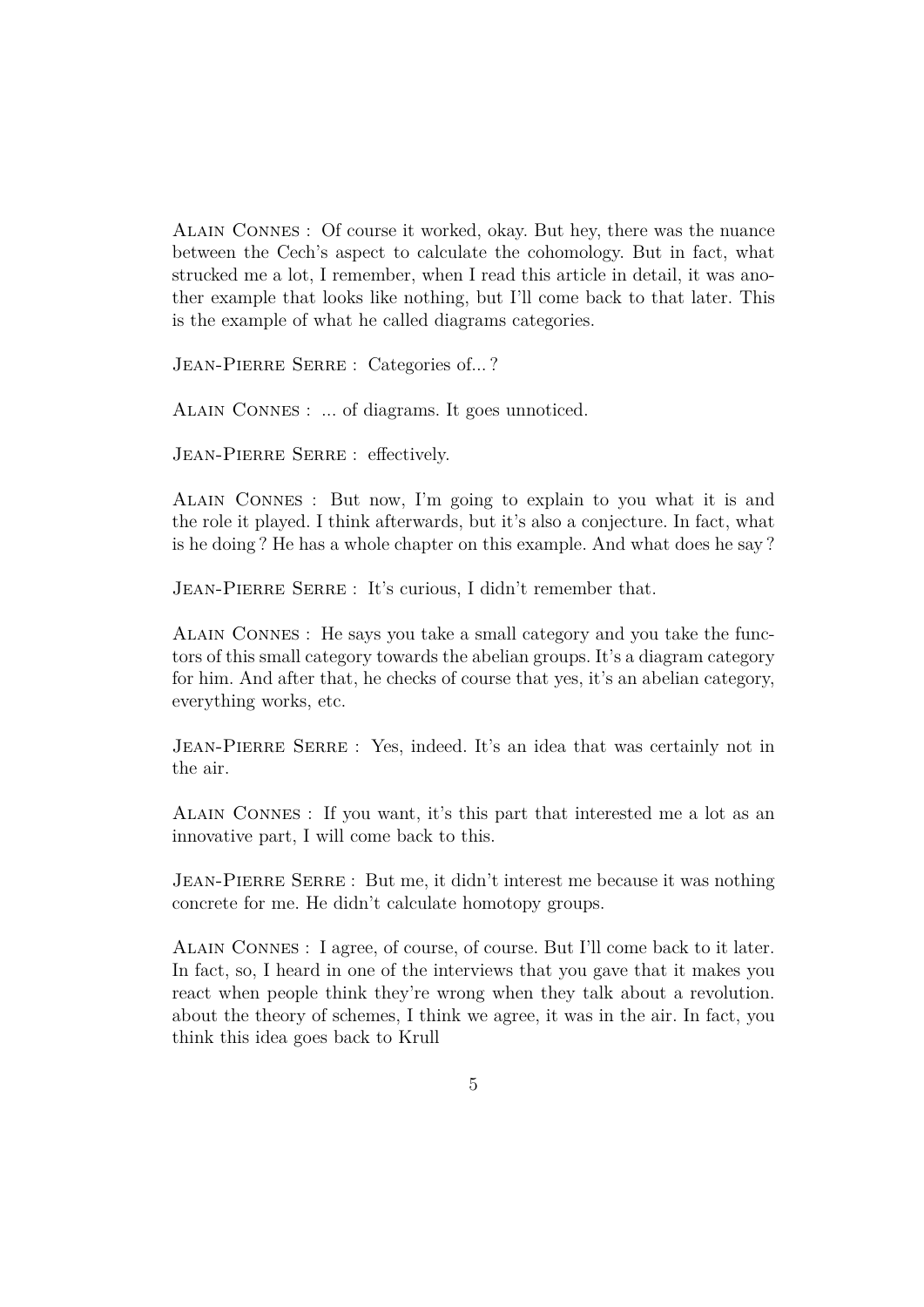Alain Connes : Of course it worked, okay. But hey, there was the nuance between the Cech's aspect to calculate the cohomology. But in fact, what strucked me a lot, I remember, when I read this article in detail, it was another example that looks like nothing, but I'll come back to that later. This is the example of what he called diagrams categories.

Jean-Pierre Serre : Categories of... ?

Alain Connes : ... of diagrams. It goes unnoticed.

Jean-Pierre Serre : effectively.

Alain Connes : But now, I'm going to explain to you what it is and the role it played. I think afterwards, but it's also a conjecture. In fact, what is he doing ? He has a whole chapter on this example. And what does he say ?

Jean-Pierre Serre : It's curious, I didn't remember that.

Alain Connes : He says you take a small category and you take the functors of this small category towards the abelian groups. It's a diagram category for him. And after that, he checks of course that yes, it's an abelian category, everything works, etc.

Jean-Pierre Serre : Yes, indeed. It's an idea that was certainly not in the air.

Alain Connes : If you want, it's this part that interested me a lot as an innovative part, I will come back to this.

Jean-Pierre Serre : But me, it didn't interest me because it was nothing concrete for me. He didn't calculate homotopy groups.

Alain Connes : I agree, of course, of course. But I'll come back to it later. In fact, so, I heard in one of the interviews that you gave that it makes you react when people think they're wrong when they talk about a revolution. about the theory of schemes, I think we agree, it was in the air. In fact, you think this idea goes back to Krull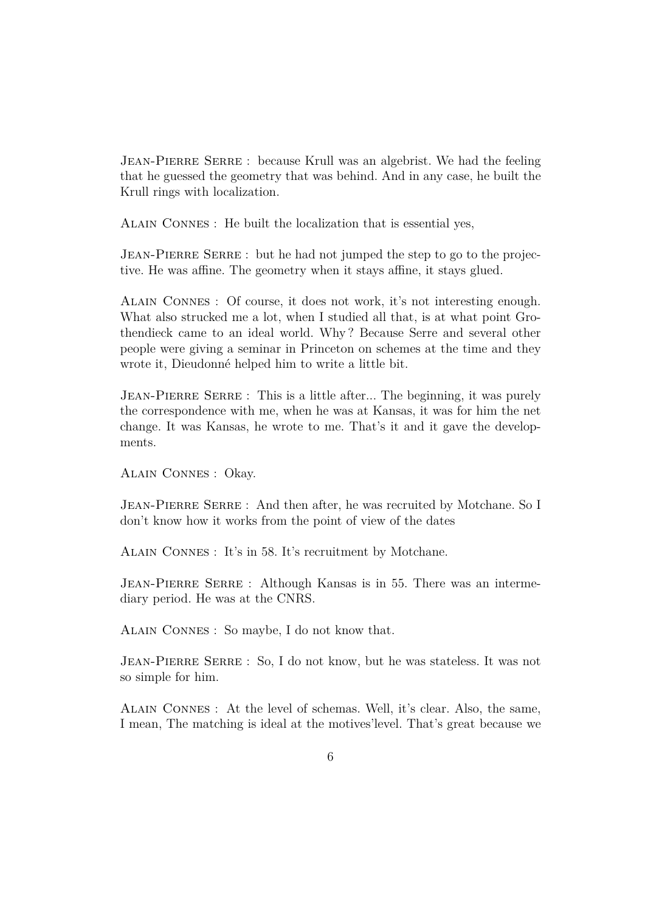Jean-Pierre Serre : because Krull was an algebrist. We had the feeling that he guessed the geometry that was behind. And in any case, he built the Krull rings with localization.

Alain Connes : He built the localization that is essential yes,

Jean-Pierre Serre : but he had not jumped the step to go to the projective. He was affine. The geometry when it stays affine, it stays glued.

Alain Connes : Of course, it does not work, it's not interesting enough. What also strucked me a lot, when I studied all that, is at what point Grothendieck came to an ideal world. Why ? Because Serre and several other people were giving a seminar in Princeton on schemes at the time and they wrote it, Dieudonné helped him to write a little bit.

Jean-Pierre Serre : This is a little after... The beginning, it was purely the correspondence with me, when he was at Kansas, it was for him the net change. It was Kansas, he wrote to me. That's it and it gave the developments.

Alain Connes : Okay.

Jean-Pierre Serre : And then after, he was recruited by Motchane. So I don't know how it works from the point of view of the dates

Alain Connes : It's in 58. It's recruitment by Motchane.

Jean-Pierre Serre : Although Kansas is in 55. There was an intermediary period. He was at the CNRS.

Alain Connes : So maybe, I do not know that.

Jean-Pierre Serre : So, I do not know, but he was stateless. It was not so simple for him.

Alain Connes : At the level of schemas. Well, it's clear. Also, the same, I mean, The matching is ideal at the motives'level. That's great because we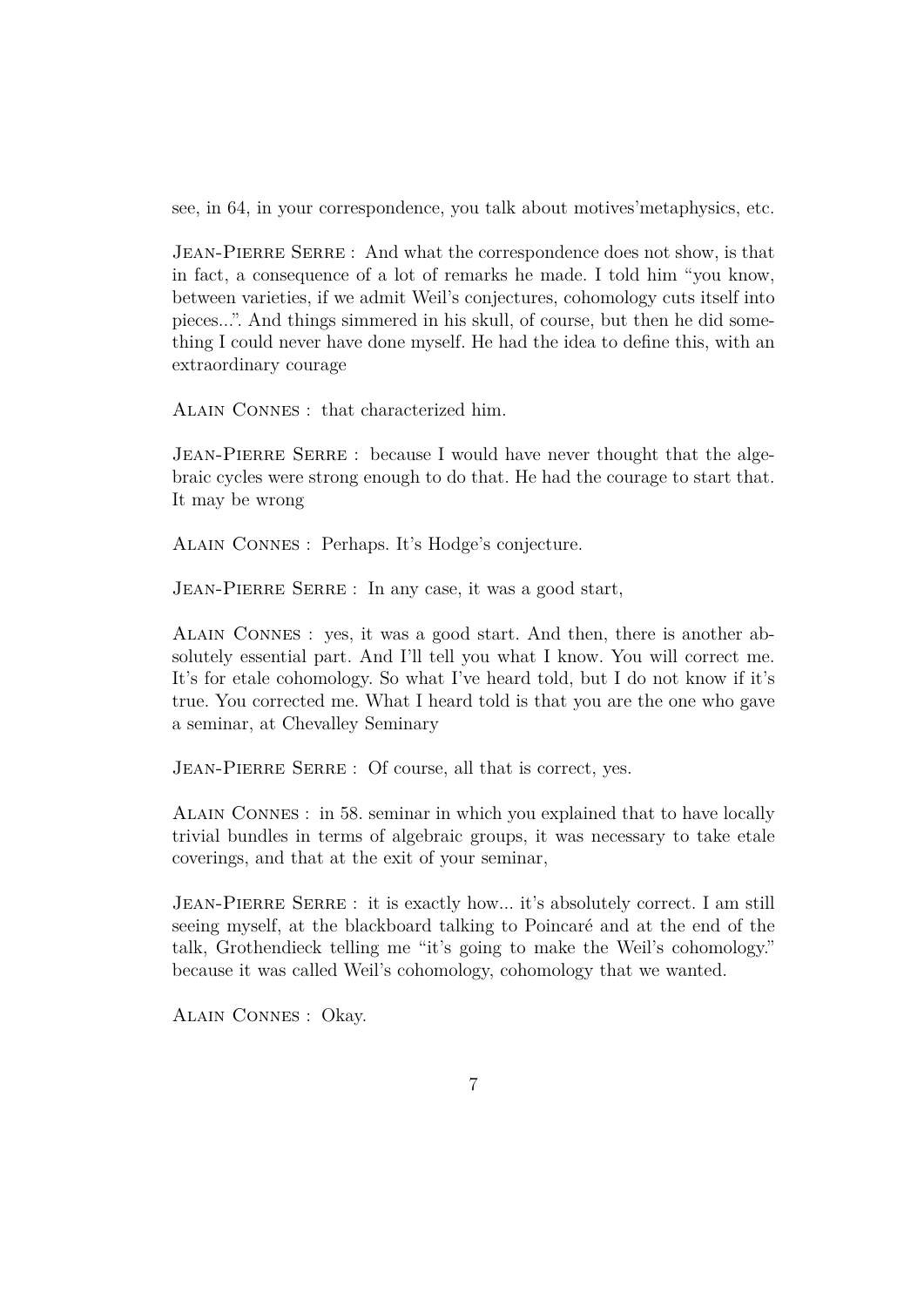see, in 64, in your correspondence, you talk about motives'metaphysics, etc.

Jean-Pierre Serre : And what the correspondence does not show, is that in fact, a consequence of a lot of remarks he made. I told him "you know, between varieties, if we admit Weil's conjectures, cohomology cuts itself into pieces...". And things simmered in his skull, of course, but then he did something I could never have done myself. He had the idea to define this, with an extraordinary courage

Alain Connes : that characterized him.

Jean-Pierre Serre : because I would have never thought that the algebraic cycles were strong enough to do that. He had the courage to start that. It may be wrong

Alain Connes : Perhaps. It's Hodge's conjecture.

Jean-Pierre Serre : In any case, it was a good start,

Alain Connes : yes, it was a good start. And then, there is another absolutely essential part. And I'll tell you what I know. You will correct me. It's for etale cohomology. So what I've heard told, but I do not know if it's true. You corrected me. What I heard told is that you are the one who gave a seminar, at Chevalley Seminary

Jean-Pierre Serre : Of course, all that is correct, yes.

Alain Connes : in 58. seminar in which you explained that to have locally trivial bundles in terms of algebraic groups, it was necessary to take etale coverings, and that at the exit of your seminar,

Jean-Pierre Serre : it is exactly how... it's absolutely correct. I am still seeing myself, at the blackboard talking to Poincaré and at the end of the talk, Grothendieck telling me "it's going to make the Weil's cohomology." because it was called Weil's cohomology, cohomology that we wanted.

Alain Connes : Okay.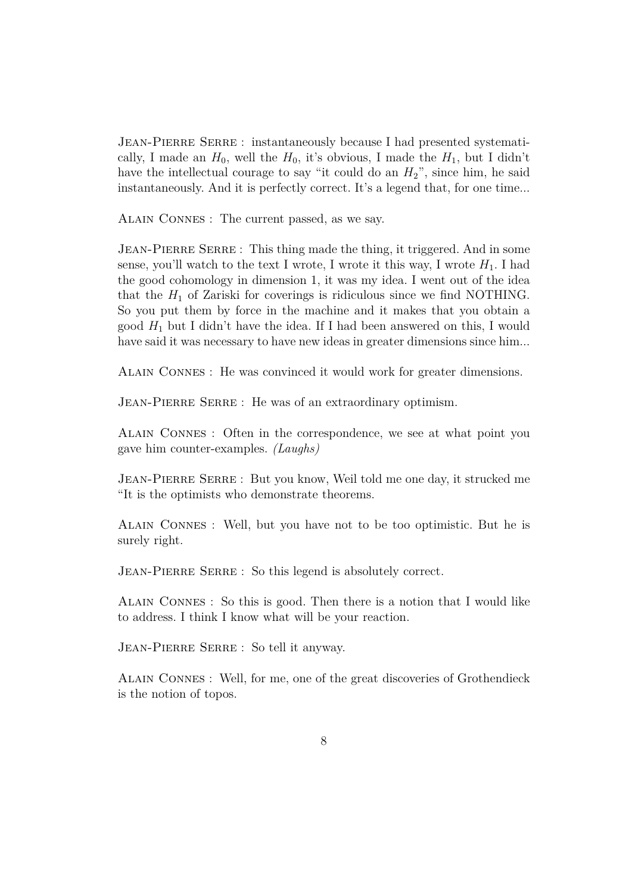Jean-Pierre Serre : instantaneously because I had presented systematically, I made an $H_0$, well the $H_0$, it's obvious, I made the $H_1$, but I didn't have the intellectual courage to say "it could do an $H_2$", since him, he said instantaneously. And it is perfectly correct. It's a legend that, for one time...

Alain Connes : The current passed, as we say.

Jean-Pierre Serre : This thing made the thing, it triggered. And in some sense, you'll watch to the text I wrote, I wrote it this way, I wrote $H_1$. I had the good cohomology in dimension 1, it was my idea. I went out of the idea that the $H_1$ of Zariski for coverings is ridiculous since we find NOTHING. So you put them by force in the machine and it makes that you obtain a good $H_1$ but I didn't have the idea. If I had been answered on this, I would have said it was necessary to have new ideas in greater dimensions since him...

Alain Connes : He was convinced it would work for greater dimensions.

Jean-Pierre Serre : He was of an extraordinary optimism.

Alain Connes : Often in the correspondence, we see at what point you gave him counter-examples. *(Laughs)*

Jean-Pierre Serre : But you know, Weil told me one day, it strucked me "It is the optimists who demonstrate theorems.

Alain Connes : Well, but you have not to be too optimistic. But he is surely right.

Jean-Pierre Serre : So this legend is absolutely correct.

Alain Connes : So this is good. Then there is a notion that I would like to address. I think I know what will be your reaction.

Jean-Pierre Serre : So tell it anyway.

Alain Connes : Well, for me, one of the great discoveries of Grothendieck is the notion of topos.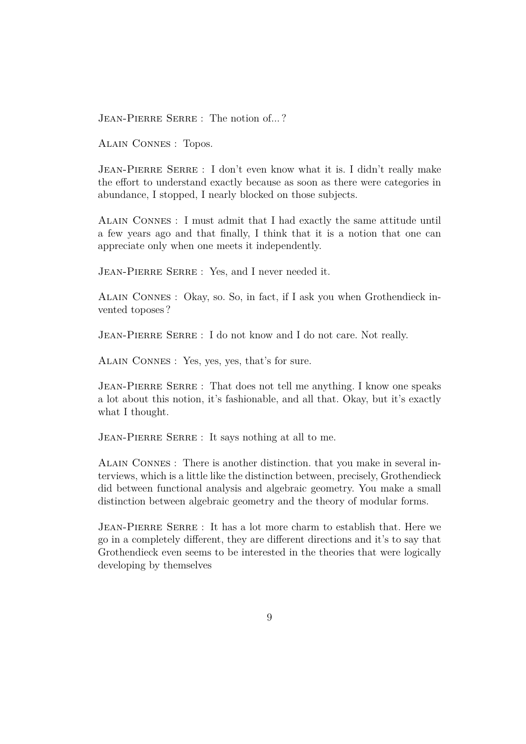Jean-Pierre Serre : The notion of... ?

Alain Connes : Topos.

Jean-Pierre Serre : I don't even know what it is. I didn't really make the effort to understand exactly because as soon as there were categories in abundance, I stopped, I nearly blocked on those subjects.

Alain Connes : I must admit that I had exactly the same attitude until a few years ago and that finally, I think that it is a notion that one can appreciate only when one meets it independently.

Jean-Pierre Serre : Yes, and I never needed it.

Alain Connes : Okay, so. So, in fact, if I ask you when Grothendieck invented toposes ?

Jean-Pierre Serre : I do not know and I do not care. Not really.

Alain Connes : Yes, yes, yes, that's for sure.

Jean-Pierre Serre : That does not tell me anything. I know one speaks a lot about this notion, it's fashionable, and all that. Okay, but it's exactly what I thought.

Jean-Pierre Serre : It says nothing at all to me.

Alain Connes : There is another distinction. that you make in several interviews, which is a little like the distinction between, precisely, Grothendieck did between functional analysis and algebraic geometry. You make a small distinction between algebraic geometry and the theory of modular forms.

Jean-Pierre Serre : It has a lot more charm to establish that. Here we go in a completely different, they are different directions and it's to say that Grothendieck even seems to be interested in the theories that were logically developing by themselves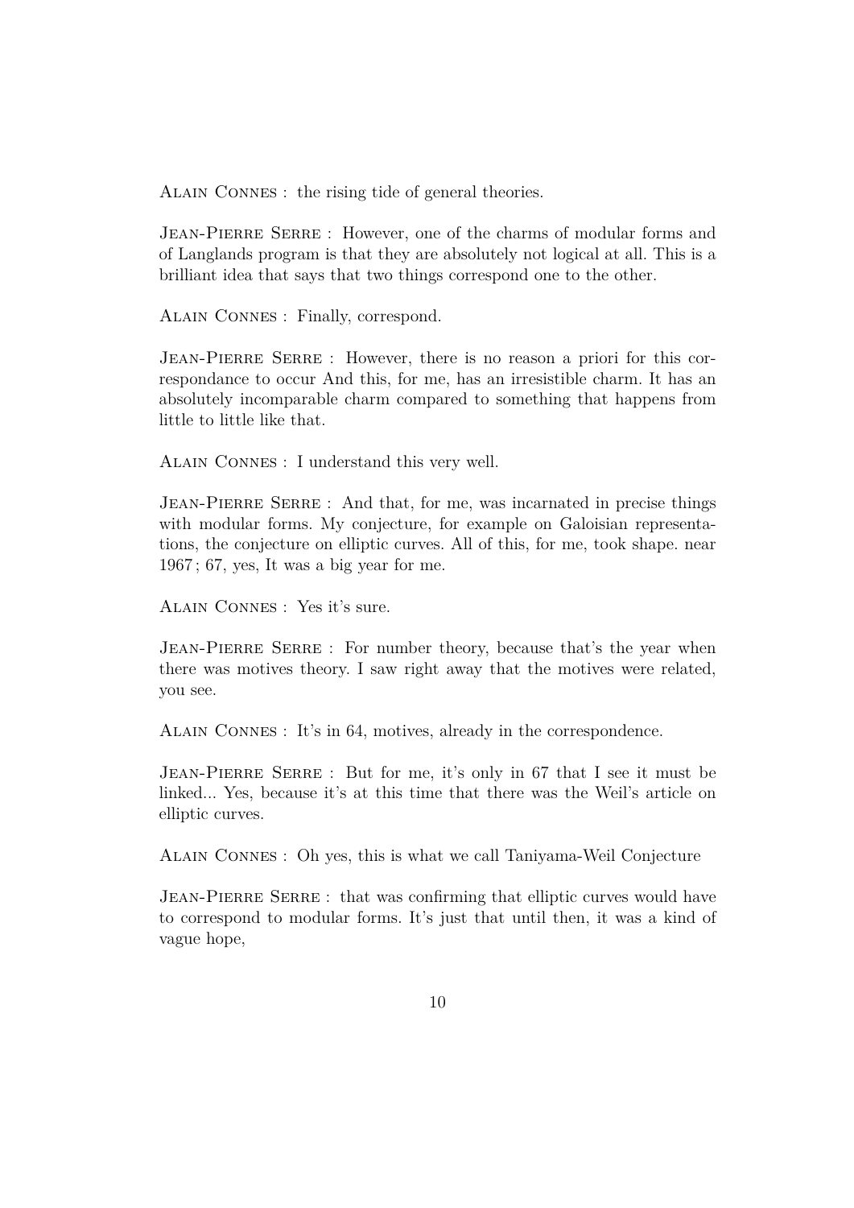Alain Connes : the rising tide of general theories.

Jean-Pierre Serre : However, one of the charms of modular forms and of Langlands program is that they are absolutely not logical at all. This is a brilliant idea that says that two things correspond one to the other.

Alain Connes : Finally, correspond.

Jean-Pierre Serre : However, there is no reason a priori for this correspondance to occur And this, for me, has an irresistible charm. It has an absolutely incomparable charm compared to something that happens from little to little like that.

Alain Connes : I understand this very well.

Jean-Pierre Serre : And that, for me, was incarnated in precise things with modular forms. My conjecture, for example on Galoisian representations, the conjecture on elliptic curves. All of this, for me, took shape. near 1967 ; 67, yes, It was a big year for me.

Alain Connes : Yes it's sure.

Jean-Pierre Serre : For number theory, because that's the year when there was motives theory. I saw right away that the motives were related, you see.

Alain Connes : It's in 64, motives, already in the correspondence.

Jean-Pierre Serre : But for me, it's only in 67 that I see it must be linked... Yes, because it's at this time that there was the Weil's article on elliptic curves.

Alain Connes : Oh yes, this is what we call Taniyama-Weil Conjecture

Jean-Pierre Serre : that was confirming that elliptic curves would have to correspond to modular forms. It's just that until then, it was a kind of vague hope,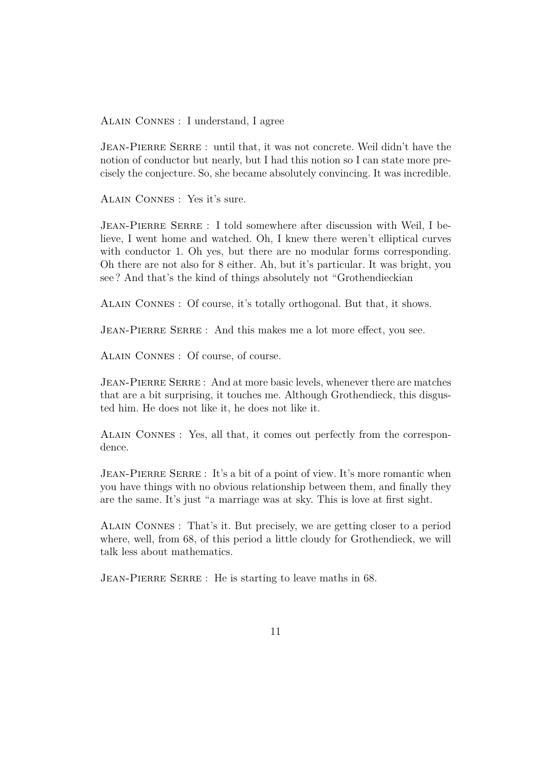Alain Connes : I understand, I agree

Jean-Pierre Serre : until that, it was not concrete. Weil didn't have the notion of conductor but nearly, but I had this notion so I can state more precisely the conjecture. So, she became absolutely convincing. It was incredible.

Alain Connes : Yes it's sure.

Jean-Pierre Serre : I told somewhere after discussion with Weil, I believe, I went home and watched. Oh, I knew there weren't elliptical curves with conductor 1. Oh yes, but there are no modular forms corresponding. Oh there are not also for 8 either. Ah, but it's particular. It was bright, you see ? And that's the kind of things absolutely not "Grothendieckian

Alain Connes : Of course, it's totally orthogonal. But that, it shows.

Jean-Pierre Serre : And this makes me a lot more effect, you see.

Alain Connes : Of course, of course.

Jean-Pierre Serre : And at more basic levels, whenever there are matches that are a bit surprising, it touches me. Although Grothendieck, this disgusted him. He does not like it, he does not like it.

Alain Connes : Yes, all that, it comes out perfectly from the correspondence.

Jean-Pierre Serre : It's a bit of a point of view. It's more romantic when you have things with no obvious relationship between them, and finally they are the same. It's just "a marriage was at sky. This is love at first sight.

Alain Connes : That's it. But precisely, we are getting closer to a period where, well, from 68, of this period a little cloudy for Grothendieck, we will talk less about mathematics.

Jean-Pierre Serre : He is starting to leave maths in 68.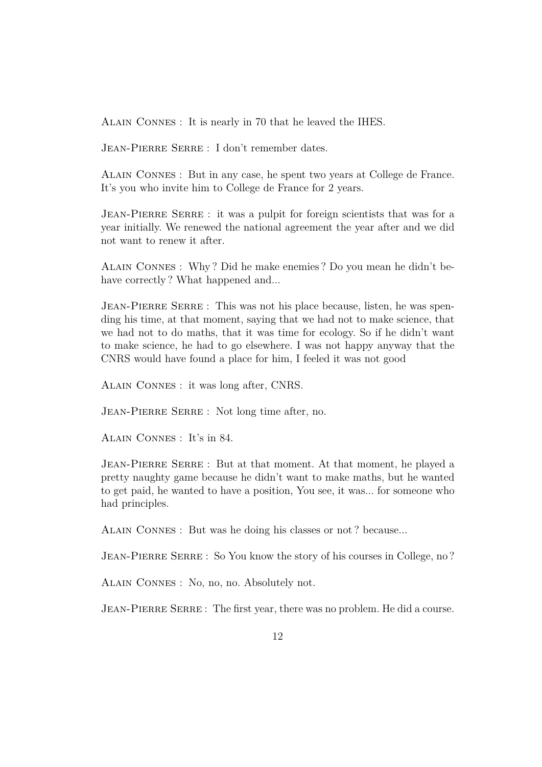Alain Connes : It is nearly in 70 that he leaved the IHES.

Jean-Pierre Serre : I don't remember dates.

Alain Connes : But in any case, he spent two years at College de France. It's you who invite him to College de France for 2 years.

Jean-Pierre Serre : it was a pulpit for foreign scientists that was for a year initially. We renewed the national agreement the year after and we did not want to renew it after.

Alain Connes : Why ? Did he make enemies ? Do you mean he didn't behave correctly ? What happened and...

Jean-Pierre Serre : This was not his place because, listen, he was spending his time, at that moment, saying that we had not to make science, that we had not to do maths, that it was time for ecology. So if he didn't want to make science, he had to go elsewhere. I was not happy anyway that the CNRS would have found a place for him, I feeled it was not good

Alain Connes : it was long after, CNRS.

Jean-Pierre Serre : Not long time after, no.

Alain Connes : It's in 84.

Jean-Pierre Serre : But at that moment. At that moment, he played a pretty naughty game because he didn't want to make maths, but he wanted to get paid, he wanted to have a position, You see, it was... for someone who had principles.

Alain Connes : But was he doing his classes or not ? because...

Jean-Pierre Serre : So You know the story of his courses in College, no ?

Alain Connes : No, no, no. Absolutely not.

Jean-Pierre Serre : The first year, there was no problem. He did a course.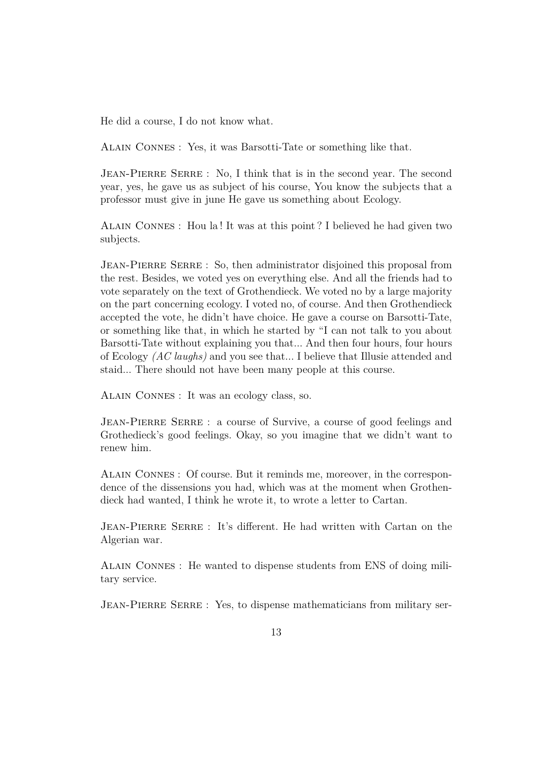He did a course, I do not know what.

Alain Connes : Yes, it was Barsotti-Tate or something like that.

Jean-Pierre Serre : No, I think that is in the second year. The second year, yes, he gave us as subject of his course, You know the subjects that a professor must give in june He gave us something about Ecology.

Alain Connes : Hou la ! It was at this point ? I believed he had given two subjects.

Jean-Pierre Serre : So, then administrator disjoined this proposal from the rest. Besides, we voted yes on everything else. And all the friends had to vote separately on the text of Grothendieck. We voted no by a large majority on the part concerning ecology. I voted no, of course. And then Grothendieck accepted the vote, he didn't have choice. He gave a course on Barsotti-Tate, or something like that, in which he started by "I can not talk to you about Barsotti-Tate without explaining you that... And then four hours, four hours of Ecology *(AC laughs)* and you see that... I believe that Illusie attended and staid... There should not have been many people at this course.

Alain Connes : It was an ecology class, so.

Jean-Pierre Serre : a course of Survive, a course of good feelings and Grothedieck's good feelings. Okay, so you imagine that we didn't want to renew him.

Alain Connes : Of course. But it reminds me, moreover, in the correspondence of the dissensions you had, which was at the moment when Grothendieck had wanted, I think he wrote it, to wrote a letter to Cartan.

Jean-Pierre Serre : It's different. He had written with Cartan on the Algerian war.

Alain Connes : He wanted to dispense students from ENS of doing military service.

Jean-Pierre Serre : Yes, to dispense mathematicians from military ser-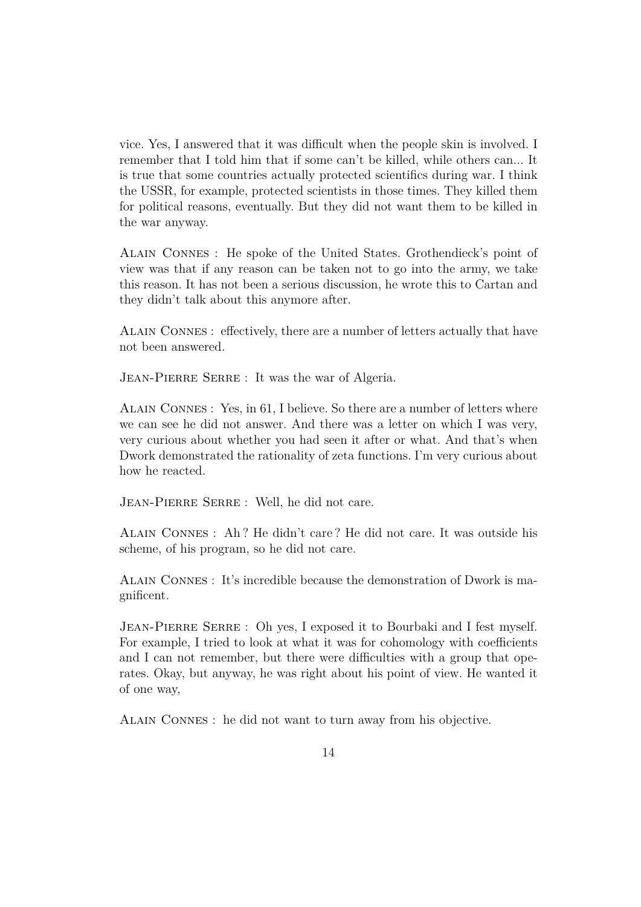vice. Yes, I answered that it was difficult when the people skin is involved. I remember that I told him that if some can't be killed, while others can... It is true that some countries actually protected scientifics during war. I think the USSR, for example, protected scientists in those times. They killed them for political reasons, eventually. But they did not want them to be killed in the war anyway.

Alain Connes : He spoke of the United States. Grothendieck's point of view was that if any reason can be taken not to go into the army, we take this reason. It has not been a serious discussion, he wrote this to Cartan and they didn't talk about this anymore after.

Alain Connes : effectively, there are a number of letters actually that have not been answered.

Jean-Pierre Serre : It was the war of Algeria.

Alain Connes : Yes, in 61, I believe. So there are a number of letters where we can see he did not answer. And there was a letter on which I was very, very curious about whether you had seen it after or what. And that's when Dwork demonstrated the rationality of zeta functions. I'm very curious about how he reacted.

Jean-Pierre Serre : Well, he did not care.

Alain Connes : Ah ? He didn't care ? He did not care. It was outside his scheme, of his program, so he did not care.

Alain Connes : It's incredible because the demonstration of Dwork is magnificent.

Jean-Pierre Serre : Oh yes, I exposed it to Bourbaki and I fest myself. For example, I tried to look at what it was for cohomology with coefficients and I can not remember, but there were difficulties with a group that operates. Okay, but anyway, he was right about his point of view. He wanted it of one way,

Alain Connes : he did not want to turn away from his objective.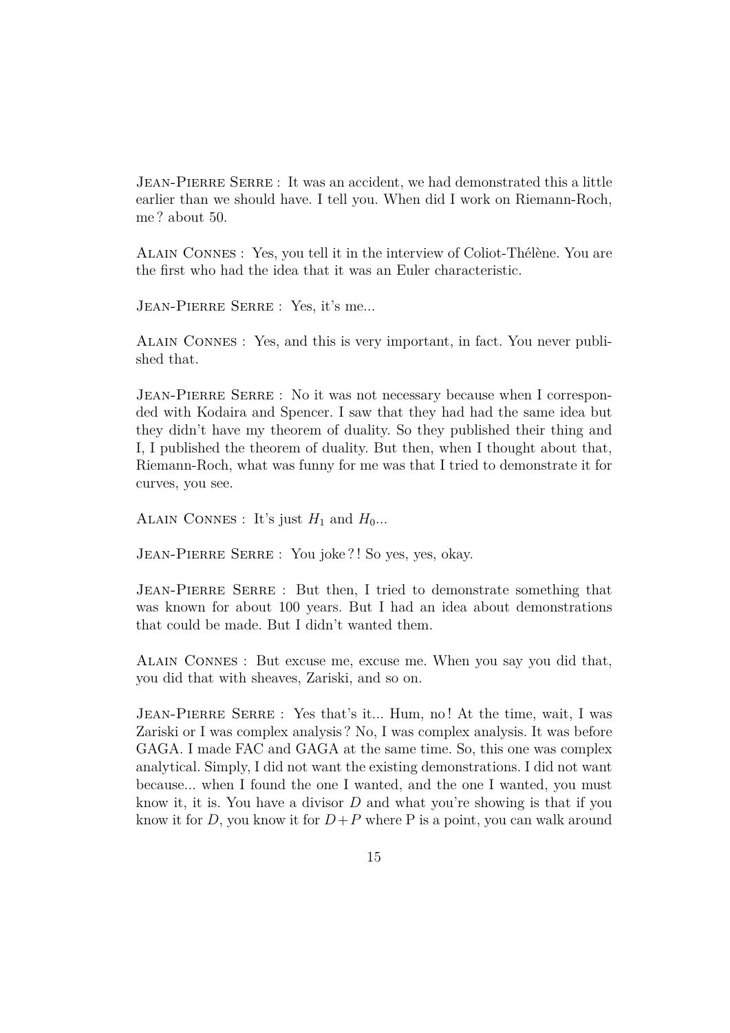Jean-Pierre Serre : It was an accident, we had demonstrated this a little earlier than we should have. I tell you. When did I work on Riemann-Roch, me ? about 50.

Alain Connes : Yes, you tell it in the interview of Coliot-Thélène. You are the first who had the idea that it was an Euler characteristic.

Jean-Pierre Serre : Yes, it's me...

Alain Connes : Yes, and this is very important, in fact. You never published that.

Jean-Pierre Serre : No it was not necessary because when I corresponded with Kodaira and Spencer. I saw that they had had the same idea but they didn't have my theorem of duality. So they published their thing and I, I published the theorem of duality. But then, when I thought about that, Riemann-Roch, what was funny for me was that I tried to demonstrate it for curves, you see.

Alain Connes : It's just $H_1$ and $H_0$...

Jean-Pierre Serre : You joke ?! So yes, yes, okay.

Jean-Pierre Serre : But then, I tried to demonstrate something that was known for about 100 years. But I had an idea about demonstrations that could be made. But I didn't wanted them.

Alain Connes : But excuse me, excuse me. When you say you did that, you did that with sheaves, Zariski, and so on.

Jean-Pierre Serre : Yes that's it... Hum, no ! At the time, wait, I was Zariski or I was complex analysis ? No, I was complex analysis. It was before GAGA. I made FAC and GAGA at the same time. So, this one was complex analytical. Simply, I did not want the existing demonstrations. I did not want because... when I found the one I wanted, and the one I wanted, you must know it, it is. You have a divisor $D$ and what you're showing is that if you know it for $D$, you know it for $D+P$ where P is a point, you can walk around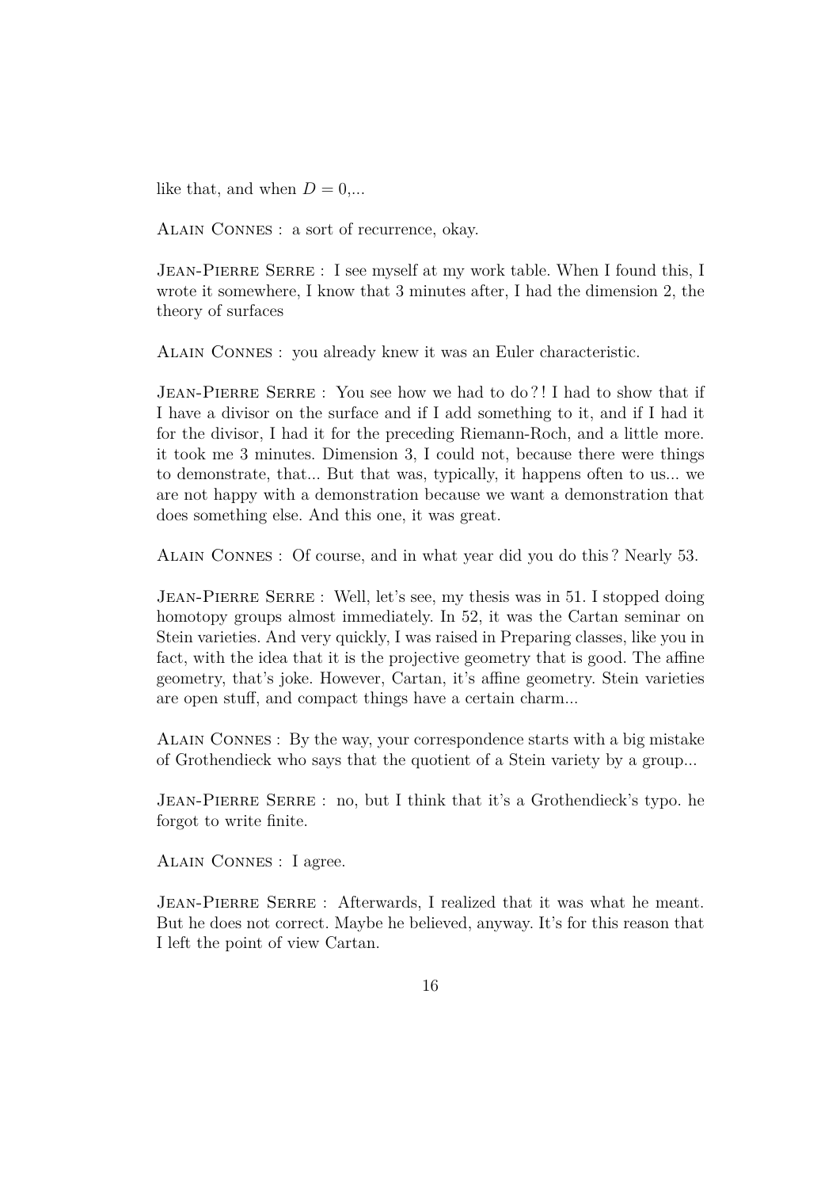like that, and when $D = 0$,...

Alain Connes : a sort of recurrence, okay.

Jean-Pierre Serre : I see myself at my work table. When I found this, I wrote it somewhere, I know that 3 minutes after, I had the dimension 2, the theory of surfaces

Alain Connes : you already knew it was an Euler characteristic.

Jean-Pierre Serre : You see how we had to do ?! I had to show that if I have a divisor on the surface and if I add something to it, and if I had it for the divisor, I had it for the preceding Riemann-Roch, and a little more. it took me 3 minutes. Dimension 3, I could not, because there were things to demonstrate, that... But that was, typically, it happens often to us... we are not happy with a demonstration because we want a demonstration that does something else. And this one, it was great.

Alain Connes : Of course, and in what year did you do this ? Nearly 53.

Jean-Pierre Serre : Well, let's see, my thesis was in 51. I stopped doing homotopy groups almost immediately. In 52, it was the Cartan seminar on Stein varieties. And very quickly, I was raised in Preparing classes, like you in fact, with the idea that it is the projective geometry that is good. The affine geometry, that's joke. However, Cartan, it's affine geometry. Stein varieties are open stuff, and compact things have a certain charm...

Alain Connes : By the way, your correspondence starts with a big mistake of Grothendieck who says that the quotient of a Stein variety by a group...

Jean-Pierre Serre : no, but I think that it's a Grothendieck's typo. he forgot to write finite.

Alain Connes : I agree.

Jean-Pierre Serre : Afterwards, I realized that it was what he meant. But he does not correct. Maybe he believed, anyway. It's for this reason that I left the point of view Cartan.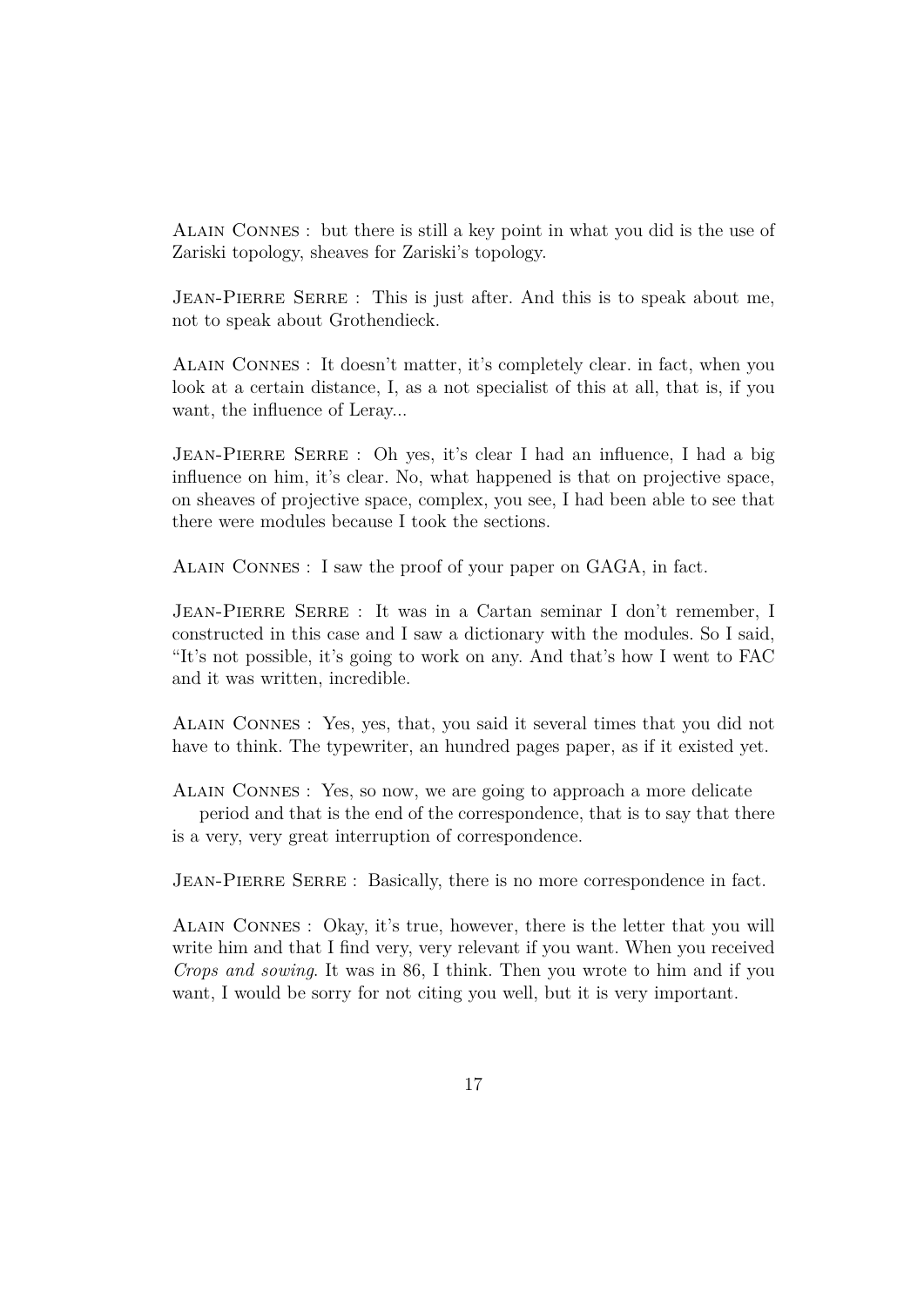Alain Connes : but there is still a key point in what you did is the use of Zariski topology, sheaves for Zariski's topology.

Jean-Pierre Serre : This is just after. And this is to speak about me, not to speak about Grothendieck.

Alain Connes : It doesn't matter, it's completely clear. in fact, when you look at a certain distance, I, as a not specialist of this at all, that is, if you want, the influence of Leray...

Jean-Pierre Serre : Oh yes, it's clear I had an influence, I had a big influence on him, it's clear. No, what happened is that on projective space, on sheaves of projective space, complex, you see, I had been able to see that there were modules because I took the sections.

Alain Connes : I saw the proof of your paper on GAGA, in fact.

Jean-Pierre Serre : It was in a Cartan seminar I don't remember, I constructed in this case and I saw a dictionary with the modules. So I said, "It's not possible, it's going to work on any. And that's how I went to FAC and it was written, incredible.

Alain Connes : Yes, yes, that, you said it several times that you did not have to think. The typewriter, an hundred pages paper, as if it existed yet.

Alain Connes : Yes, so now, we are going to approach a more delicate period and that is the end of the correspondence, that is to say that there is a very, very great interruption of correspondence.

Jean-Pierre Serre : Basically, there is no more correspondence in fact.

Alain Connes : Okay, it's true, however, there is the letter that you will write him and that I find very, very relevant if you want. When you received *Crops and sowing*. It was in 86, I think. Then you wrote to him and if you want, I would be sorry for not citing you well, but it is very important.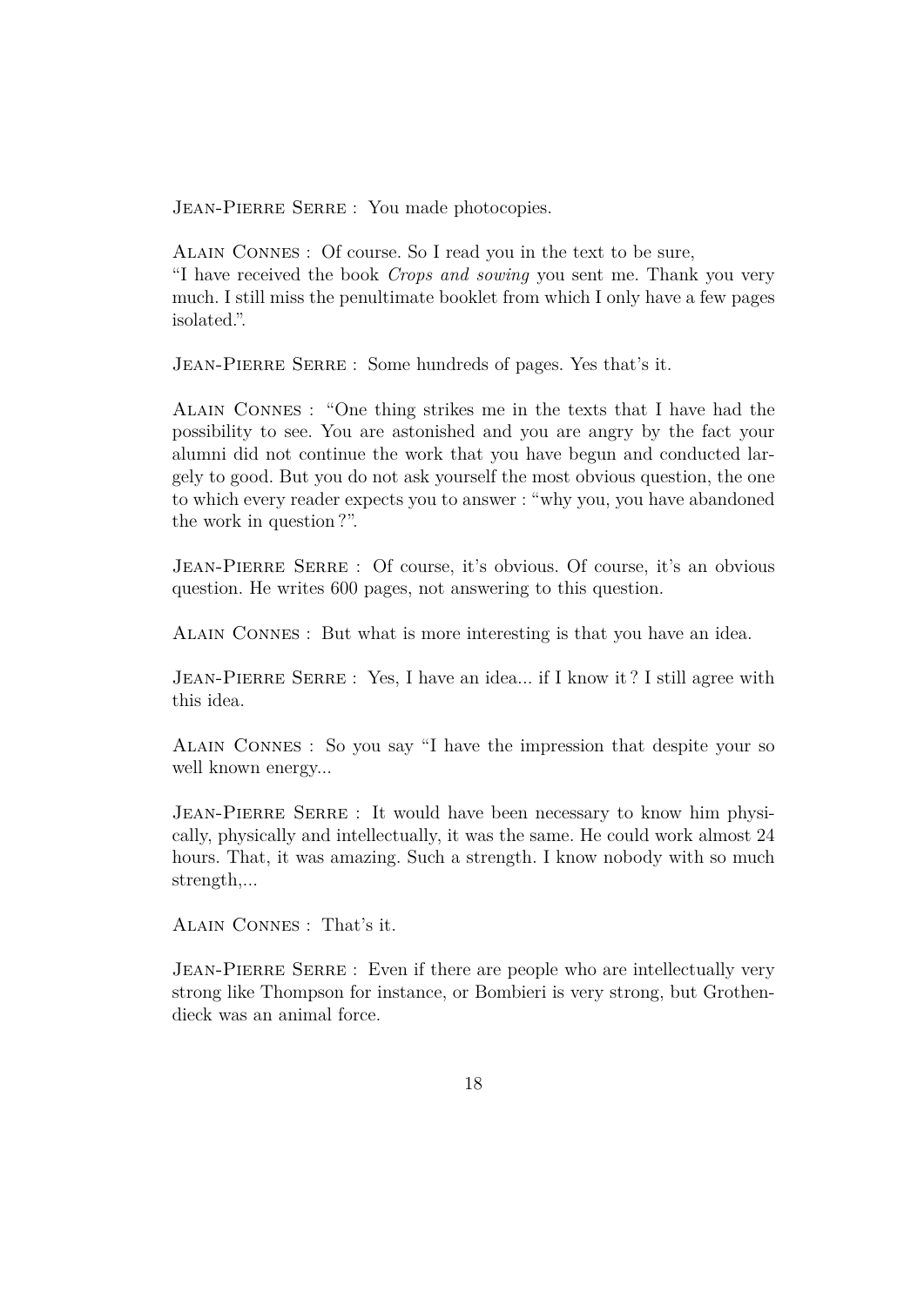Jean-Pierre Serre : You made photocopies.

Alain Connes : Of course. So I read you in the text to be sure,
"I have received the book *Crops and sowing* you sent me. Thank you very much. I still miss the penultimate booklet from which I only have a few pages isolated.".

Jean-Pierre Serre : Some hundreds of pages. Yes that's it.

Alain Connes : "One thing strikes me in the texts that I have had the possibility to see. You are astonished and you are angry by the fact your alumni did not continue the work that you have begun and conducted largely to good. But you do not ask yourself the most obvious question, the one to which every reader expects you to answer : "why you, you have abandoned the work in question ?".

Jean-Pierre Serre : Of course, it's obvious. Of course, it's an obvious question. He writes 600 pages, not answering to this question.

Alain Connes : But what is more interesting is that you have an idea.

Jean-Pierre Serre : Yes, I have an idea... if I know it ? I still agree with this idea.

Alain Connes : So you say "I have the impression that despite your so well known energy...

Jean-Pierre Serre : It would have been necessary to know him physically, physically and intellectually, it was the same. He could work almost 24 hours. That, it was amazing. Such a strength. I know nobody with so much strength,...

Alain Connes : That's it.

Jean-Pierre Serre : Even if there are people who are intellectually very strong like Thompson for instance, or Bombieri is very strong, but Grothendieck was an animal force.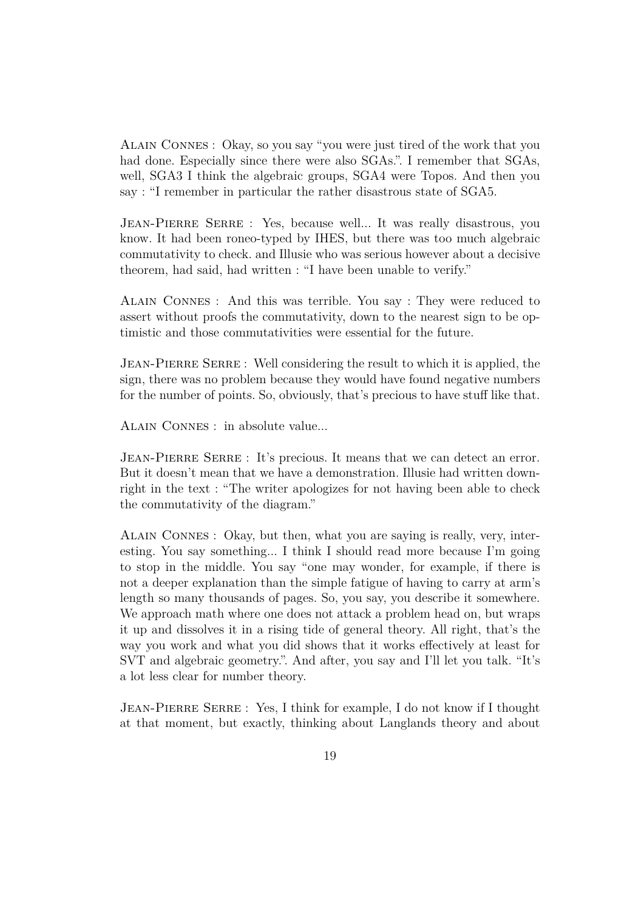Alain Connes : Okay, so you say "you were just tired of the work that you had done. Especially since there were also SGAs.". I remember that SGAs, well, SGA3 I think the algebraic groups, SGA4 were Topos. And then you say : "I remember in particular the rather disastrous state of SGA5.

Jean-Pierre Serre : Yes, because well... It was really disastrous, you know. It had been roneo-typed by IHES, but there was too much algebraic commutativity to check. and Illusie who was serious however about a decisive theorem, had said, had written : "I have been unable to verify."

Alain Connes : And this was terrible. You say : They were reduced to assert without proofs the commutativity, down to the nearest sign to be optimistic and those commutativities were essential for the future.

Jean-Pierre Serre : Well considering the result to which it is applied, the sign, there was no problem because they would have found negative numbers for the number of points. So, obviously, that's precious to have stuff like that.

Alain Connes : in absolute value...

Jean-Pierre Serre : It's precious. It means that we can detect an error. But it doesn't mean that we have a demonstration. Illusie had written downright in the text : "The writer apologizes for not having been able to check the commutativity of the diagram."

Alain Connes : Okay, but then, what you are saying is really, very, interesting. You say something... I think I should read more because I'm going to stop in the middle. You say "one may wonder, for example, if there is not a deeper explanation than the simple fatigue of having to carry at arm's length so many thousands of pages. So, you say, you describe it somewhere. We approach math where one does not attack a problem head on, but wraps it up and dissolves it in a rising tide of general theory. All right, that's the way you work and what you did shows that it works effectively at least for SVT and algebraic geometry.". And after, you say and I'll let you talk. "It's a lot less clear for number theory.

Jean-Pierre Serre : Yes, I think for example, I do not know if I thought at that moment, but exactly, thinking about Langlands theory and about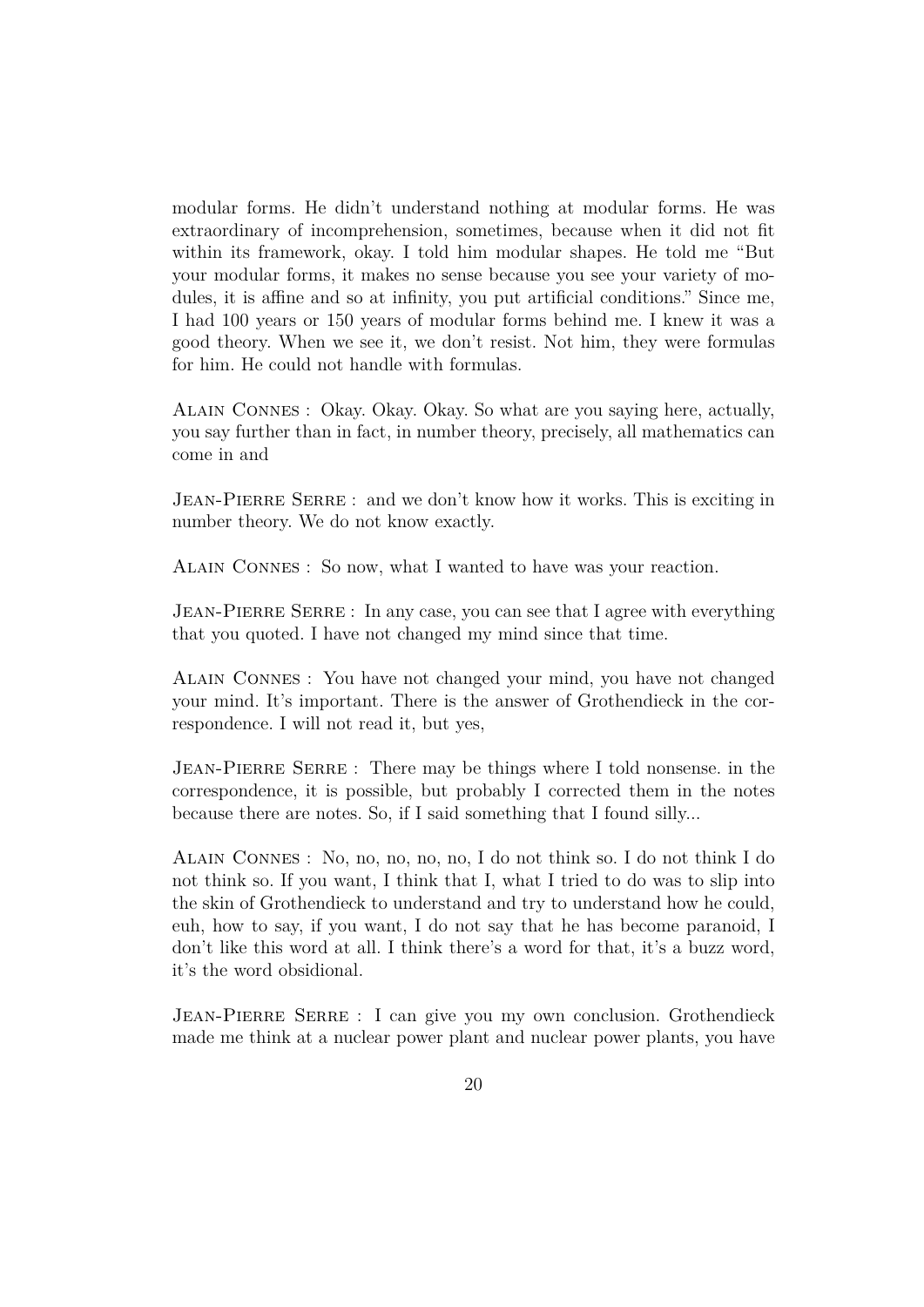modular forms. He didn't understand nothing at modular forms. He was extraordinary of incomprehension, sometimes, because when it did not fit within its framework, okay. I told him modular shapes. He told me "But your modular forms, it makes no sense because you see your variety of modules, it is affine and so at infinity, you put artificial conditions." Since me, I had 100 years or 150 years of modular forms behind me. I knew it was a good theory. When we see it, we don't resist. Not him, they were formulas for him. He could not handle with formulas.

Alain Connes : Okay. Okay. Okay. So what are you saying here, actually, you say further than in fact, in number theory, precisely, all mathematics can come in and

Jean-Pierre Serre : and we don't know how it works. This is exciting in number theory. We do not know exactly.

Alain Connes : So now, what I wanted to have was your reaction.

Jean-Pierre Serre : In any case, you can see that I agree with everything that you quoted. I have not changed my mind since that time.

Alain Connes : You have not changed your mind, you have not changed your mind. It's important. There is the answer of Grothendieck in the correspondence. I will not read it, but yes,

Jean-Pierre Serre : There may be things where I told nonsense. in the correspondence, it is possible, but probably I corrected them in the notes because there are notes. So, if I said something that I found silly...

Alain Connes : No, no, no, no, no, I do not think so. I do not think I do not think so. If you want, I think that I, what I tried to do was to slip into the skin of Grothendieck to understand and try to understand how he could, euh, how to say, if you want, I do not say that he has become paranoid, I don't like this word at all. I think there's a word for that, it's a buzz word, it's the word obsidional.

Jean-Pierre Serre : I can give you my own conclusion. Grothendieck made me think at a nuclear power plant and nuclear power plants, you have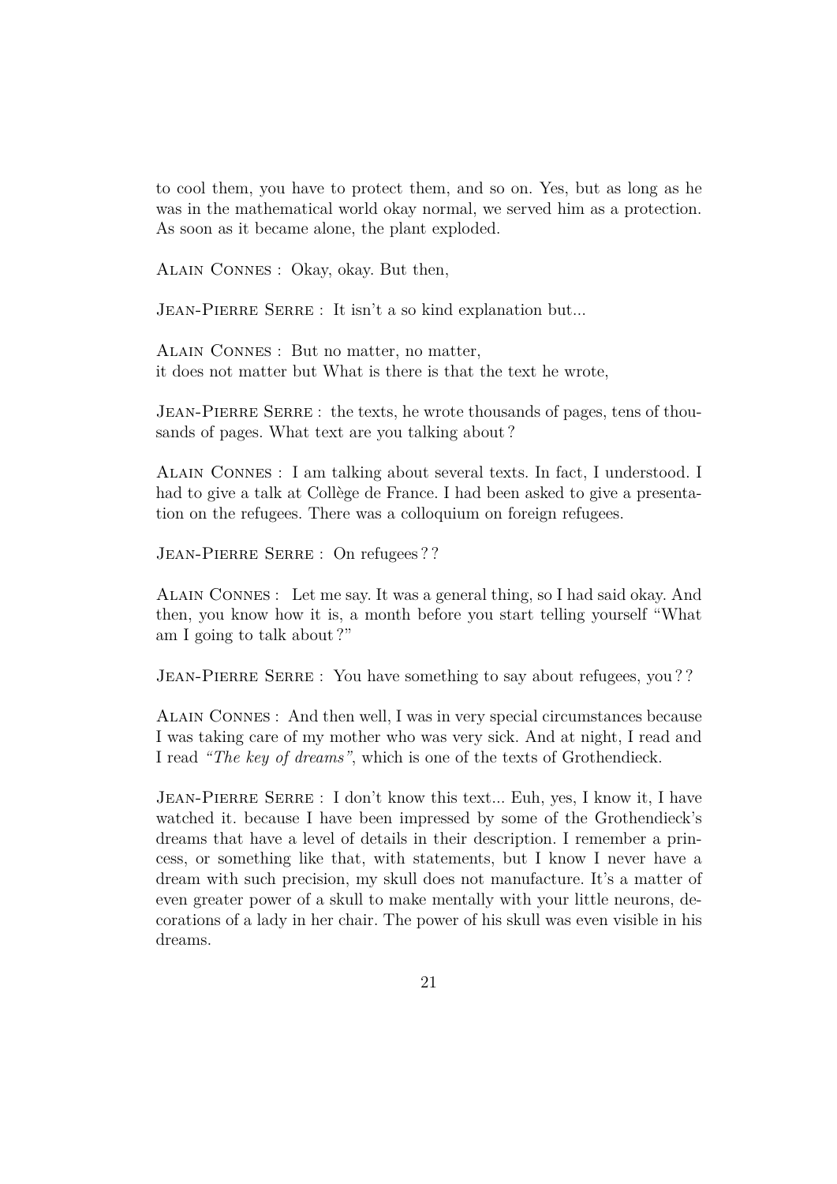to cool them, you have to protect them, and so on. Yes, but as long as he was in the mathematical world okay normal, we served him as a protection. As soon as it became alone, the plant exploded.

Alain Connes : Okay, okay. But then,

Jean-Pierre Serre : It isn't a so kind explanation but...

Alain Connes : But no matter, no matter,
it does not matter but What is there is that the text he wrote,

Jean-Pierre Serre : the texts, he wrote thousands of pages, tens of thousands of pages. What text are you talking about ?

Alain Connes : I am talking about several texts. In fact, I understood. I had to give a talk at Collège de France. I had been asked to give a presentation on the refugees. There was a colloquium on foreign refugees.

Jean-Pierre Serre : On refugees ? ?

Alain Connes : Let me say. It was a general thing, so I had said okay. And then, you know how it is, a month before you start telling yourself "What am I going to talk about ?"

Jean-Pierre Serre : You have something to say about refugees, you ? ?

Alain Connes : And then well, I was in very special circumstances because I was taking care of my mother who was very sick. And at night, I read and I read *"The key of dreams"*, which is one of the texts of Grothendieck.

Jean-Pierre Serre : I don't know this text... Euh, yes, I know it, I have watched it. because I have been impressed by some of the Grothendieck's dreams that have a level of details in their description. I remember a princess, or something like that, with statements, but I know I never have a dream with such precision, my skull does not manufacture. It's a matter of even greater power of a skull to make mentally with your little neurons, decorations of a lady in her chair. The power of his skull was even visible in his dreams.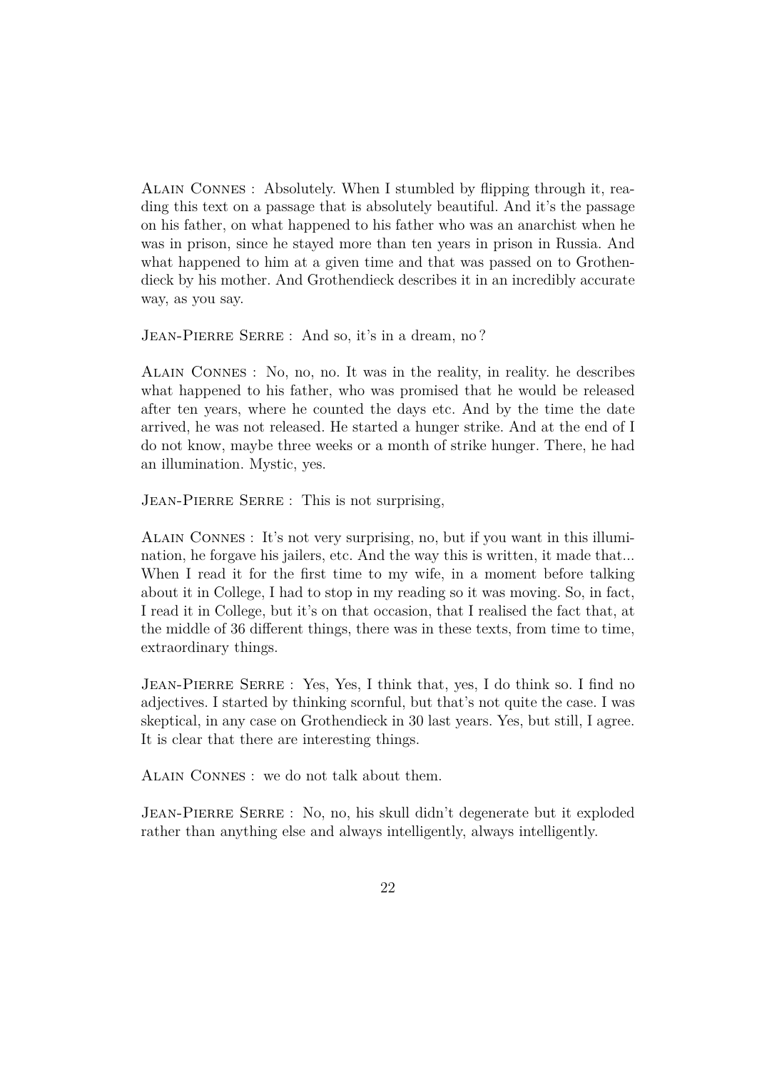Alain Connes : Absolutely. When I stumbled by flipping through it, reading this text on a passage that is absolutely beautiful. And it's the passage on his father, on what happened to his father who was an anarchist when he was in prison, since he stayed more than ten years in prison in Russia. And what happened to him at a given time and that was passed on to Grothendieck by his mother. And Grothendieck describes it in an incredibly accurate way, as you say.

Jean-Pierre Serre : And so, it's in a dream, no ?

Alain Connes : No, no, no. It was in the reality, in reality. he describes what happened to his father, who was promised that he would be released after ten years, where he counted the days etc. And by the time the date arrived, he was not released. He started a hunger strike. And at the end of I do not know, maybe three weeks or a month of strike hunger. There, he had an illumination. Mystic, yes.

Jean-Pierre Serre : This is not surprising,

Alain Connes : It's not very surprising, no, but if you want in this illumination, he forgave his jailers, etc. And the way this is written, it made that... When I read it for the first time to my wife, in a moment before talking about it in College, I had to stop in my reading so it was moving. So, in fact, I read it in College, but it's on that occasion, that I realised the fact that, at the middle of 36 different things, there was in these texts, from time to time, extraordinary things.

Jean-Pierre Serre : Yes, Yes, I think that, yes, I do think so. I find no adjectives. I started by thinking scornful, but that's not quite the case. I was skeptical, in any case on Grothendieck in 30 last years. Yes, but still, I agree. It is clear that there are interesting things.

Alain Connes : we do not talk about them.

Jean-Pierre Serre : No, no, his skull didn't degenerate but it exploded rather than anything else and always intelligently, always intelligently.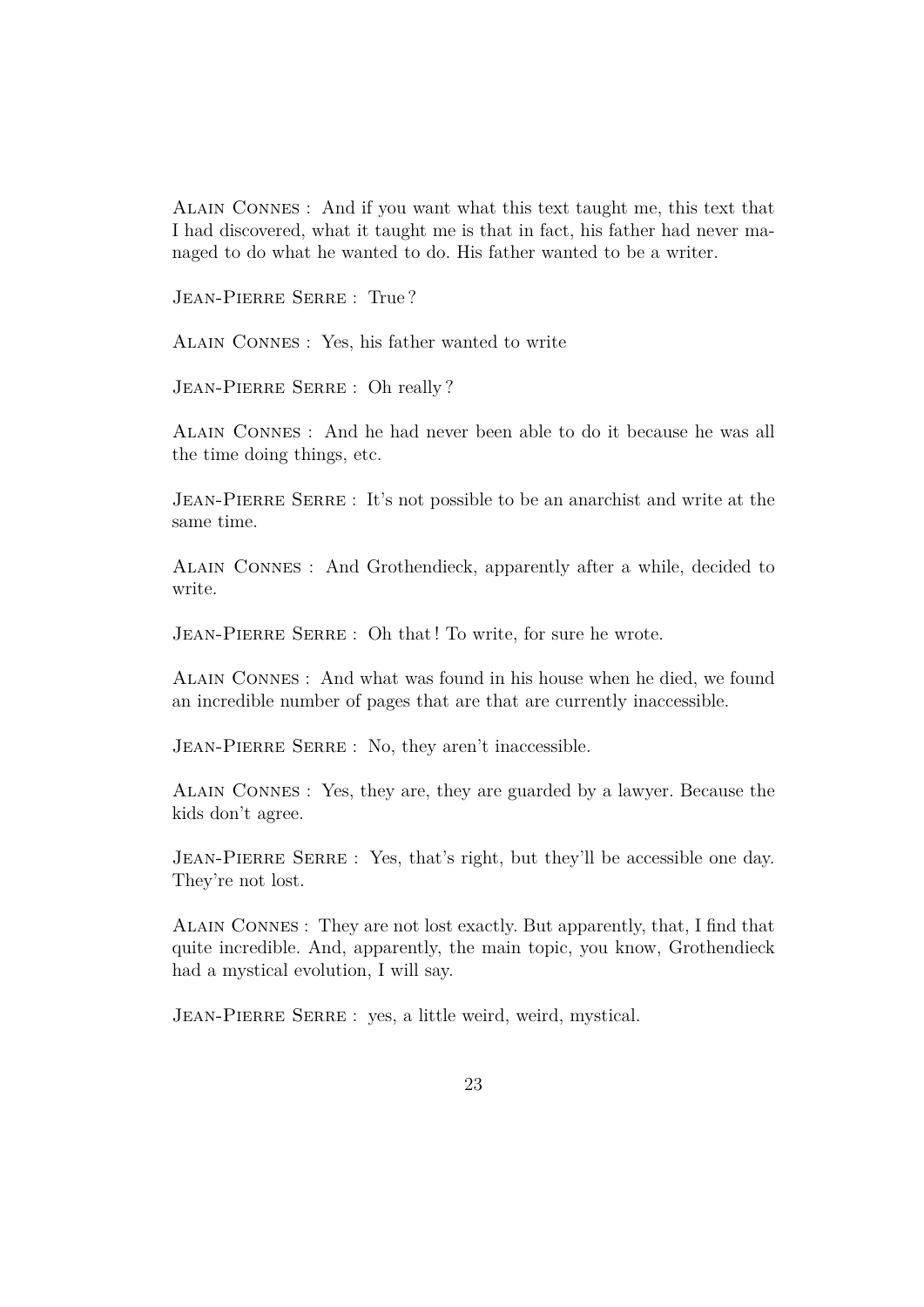Alain Connes : And if you want what this text taught me, this text that I had discovered, what it taught me is that in fact, his father had never managed to do what he wanted to do. His father wanted to be a writer.

Jean-Pierre Serre : True ?

Alain Connes : Yes, his father wanted to write

Jean-Pierre Serre : Oh really ?

Alain Connes : And he had never been able to do it because he was all the time doing things, etc.

Jean-Pierre Serre : It's not possible to be an anarchist and write at the same time.

Alain Connes : And Grothendieck, apparently after a while, decided to write.

Jean-Pierre Serre : Oh that ! To write, for sure he wrote.

Alain Connes : And what was found in his house when he died, we found an incredible number of pages that are that are currently inaccessible.

Jean-Pierre Serre : No, they aren't inaccessible.

Alain Connes : Yes, they are, they are guarded by a lawyer. Because the kids don't agree.

Jean-Pierre Serre : Yes, that's right, but they'll be accessible one day. They're not lost.

Alain Connes : They are not lost exactly. But apparently, that, I find that quite incredible. And, apparently, the main topic, you know, Grothendieck had a mystical evolution, I will say.

Jean-Pierre Serre : yes, a little weird, weird, mystical.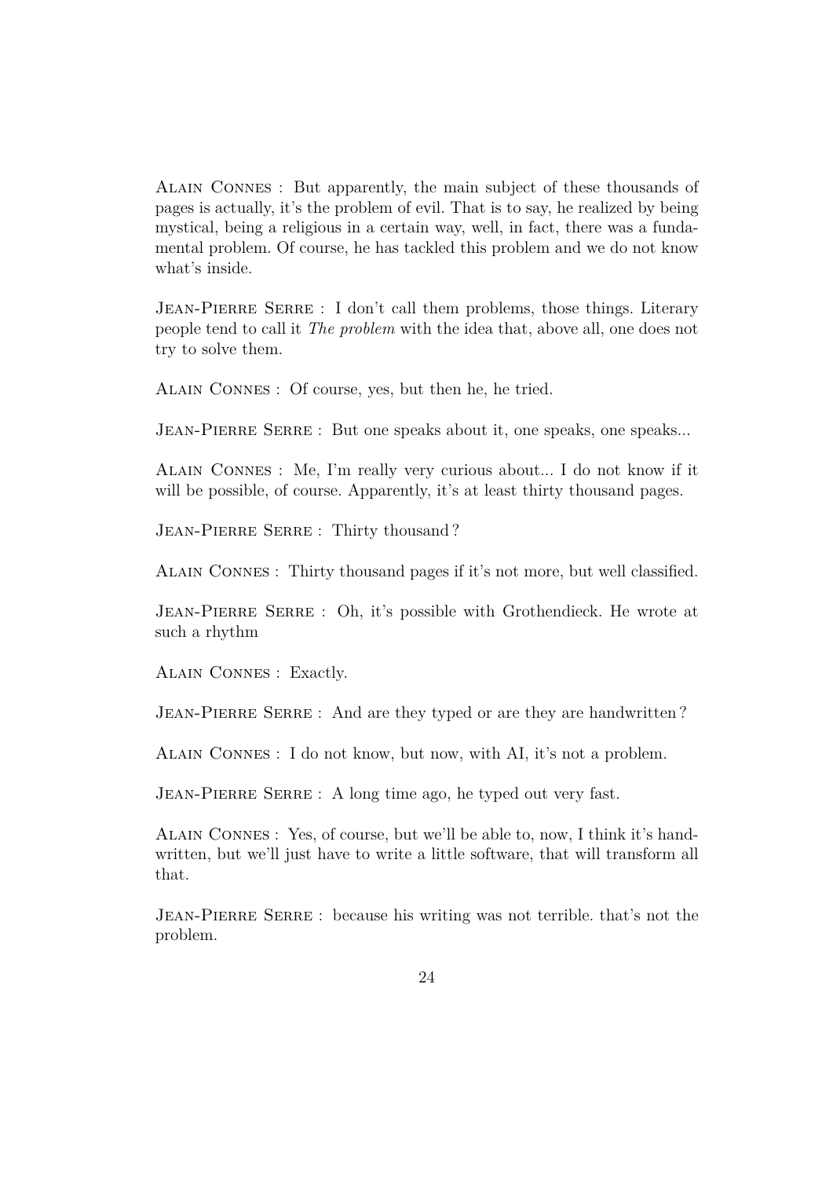Alain Connes : But apparently, the main subject of these thousands of pages is actually, it's the problem of evil. That is to say, he realized by being mystical, being a religious in a certain way, well, in fact, there was a fundamental problem. Of course, he has tackled this problem and we do not know what's inside.

Jean-Pierre Serre : I don't call them problems, those things. Literary people tend to call it *The problem* with the idea that, above all, one does not try to solve them.

Alain Connes : Of course, yes, but then he, he tried.

Jean-Pierre Serre : But one speaks about it, one speaks, one speaks...

Alain Connes : Me, I'm really very curious about... I do not know if it will be possible, of course. Apparently, it's at least thirty thousand pages.

Jean-Pierre Serre : Thirty thousand ?

Alain Connes : Thirty thousand pages if it's not more, but well classified.

Jean-Pierre Serre : Oh, it's possible with Grothendieck. He wrote at such a rhythm

Alain Connes : Exactly.

Jean-Pierre Serre : And are they typed or are they are handwritten ?

Alain Connes : I do not know, but now, with AI, it's not a problem.

Jean-Pierre Serre : A long time ago, he typed out very fast.

Alain Connes : Yes, of course, but we'll be able to, now, I think it's handwritten, but we'll just have to write a little software, that will transform all that.

Jean-Pierre Serre : because his writing was not terrible. that's not the problem.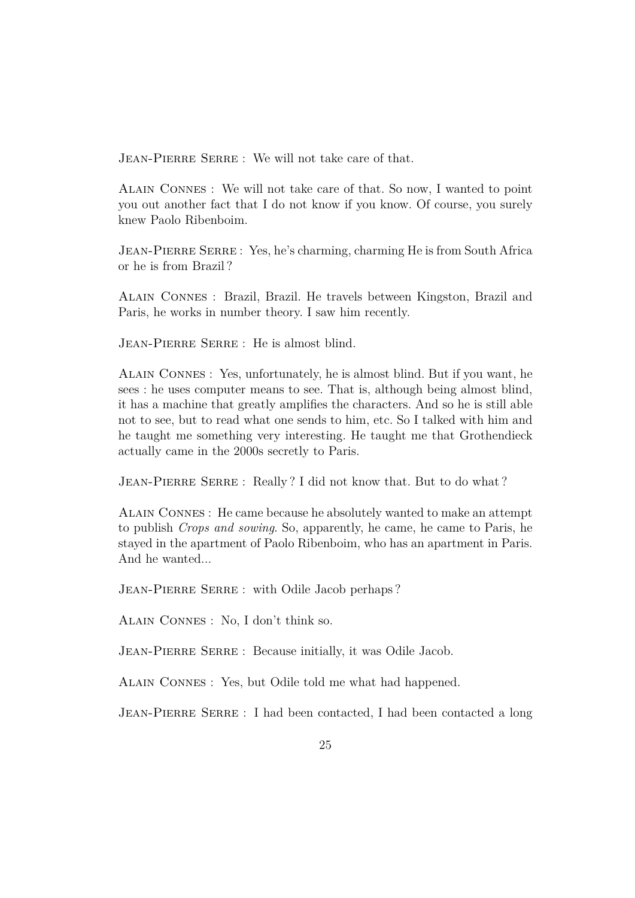Jean-Pierre Serre : We will not take care of that.

Alain Connes : We will not take care of that. So now, I wanted to point you out another fact that I do not know if you know. Of course, you surely knew Paolo Ribenboim.

Jean-Pierre Serre : Yes, he's charming, charming He is from South Africa or he is from Brazil ?

Alain Connes : Brazil, Brazil. He travels between Kingston, Brazil and Paris, he works in number theory. I saw him recently.

Jean-Pierre Serre : He is almost blind.

Alain Connes : Yes, unfortunately, he is almost blind. But if you want, he sees : he uses computer means to see. That is, although being almost blind, it has a machine that greatly amplifies the characters. And so he is still able not to see, but to read what one sends to him, etc. So I talked with him and he taught me something very interesting. He taught me that Grothendieck actually came in the 2000s secretly to Paris.

Jean-Pierre Serre : Really ? I did not know that. But to do what ?

Alain Connes : He came because he absolutely wanted to make an attempt to publish *Crops and sowing*. So, apparently, he came, he came to Paris, he stayed in the apartment of Paolo Ribenboim, who has an apartment in Paris. And he wanted...

Jean-Pierre Serre : with Odile Jacob perhaps ?

Alain Connes : No, I don't think so.

Jean-Pierre Serre : Because initially, it was Odile Jacob.

Alain Connes : Yes, but Odile told me what had happened.

Jean-Pierre Serre : I had been contacted, I had been contacted a long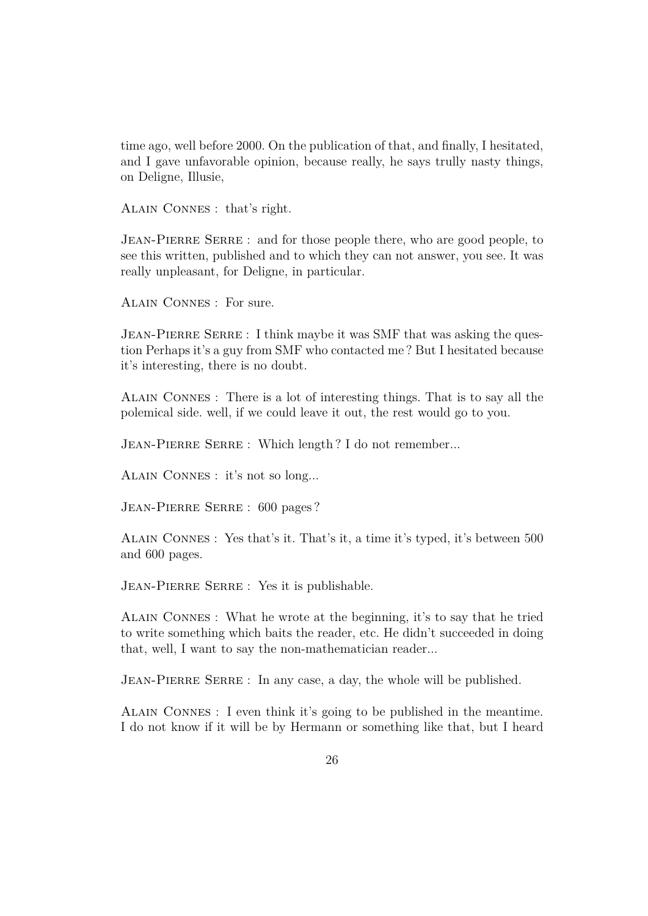time ago, well before 2000. On the publication of that, and finally, I hesitated, and I gave unfavorable opinion, because really, he says trully nasty things, on Deligne, Illusie,

Alain Connes : that's right.

Jean-Pierre Serre : and for those people there, who are good people, to see this written, published and to which they can not answer, you see. It was really unpleasant, for Deligne, in particular.

Alain Connes : For sure.

Jean-Pierre Serre : I think maybe it was SMF that was asking the question Perhaps it's a guy from SMF who contacted me ? But I hesitated because it's interesting, there is no doubt.

Alain Connes : There is a lot of interesting things. That is to say all the polemical side. well, if we could leave it out, the rest would go to you.

Jean-Pierre Serre : Which length ? I do not remember...

Alain Connes : it's not so long...

Jean-Pierre Serre : 600 pages ?

Alain Connes : Yes that's it. That's it, a time it's typed, it's between 500 and 600 pages.

Jean-Pierre Serre : Yes it is publishable.

Alain Connes : What he wrote at the beginning, it's to say that he tried to write something which baits the reader, etc. He didn't succeeded in doing that, well, I want to say the non-mathematician reader...

Jean-Pierre Serre : In any case, a day, the whole will be published.

Alain Connes : I even think it's going to be published in the meantime. I do not know if it will be by Hermann or something like that, but I heard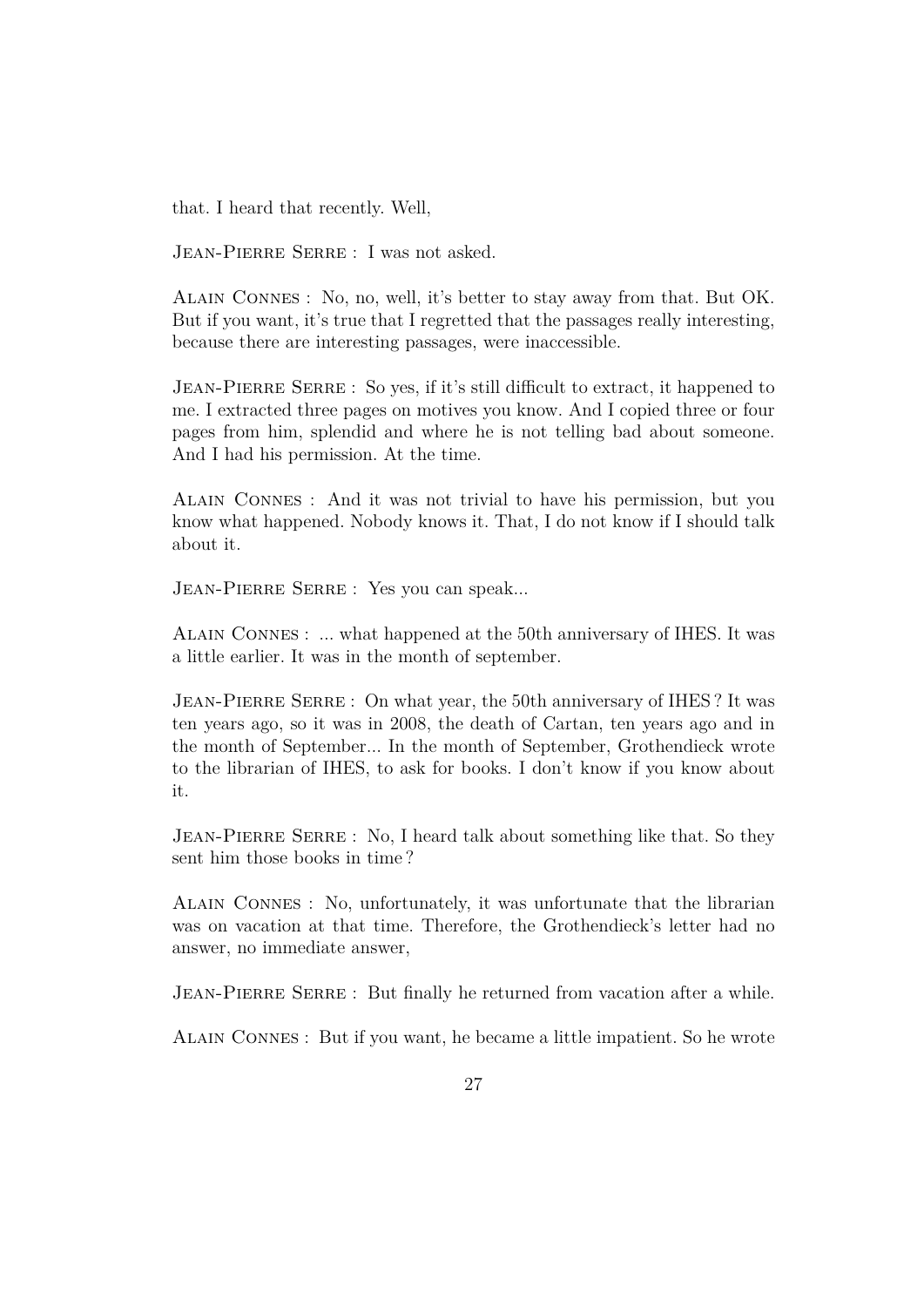that. I heard that recently. Well,

Jean-Pierre Serre : I was not asked.

Alain Connes : No, no, well, it's better to stay away from that. But OK. But if you want, it's true that I regretted that the passages really interesting, because there are interesting passages, were inaccessible.

Jean-Pierre Serre : So yes, if it's still difficult to extract, it happened to me. I extracted three pages on motives you know. And I copied three or four pages from him, splendid and where he is not telling bad about someone. And I had his permission. At the time.

Alain Connes : And it was not trivial to have his permission, but you know what happened. Nobody knows it. That, I do not know if I should talk about it.

Jean-Pierre Serre : Yes you can speak...

Alain Connes : ... what happened at the 50th anniversary of IHES. It was a little earlier. It was in the month of september.

Jean-Pierre Serre : On what year, the 50th anniversary of IHES ? It was ten years ago, so it was in 2008, the death of Cartan, ten years ago and in the month of September... In the month of September, Grothendieck wrote to the librarian of IHES, to ask for books. I don't know if you know about it.

Jean-Pierre Serre : No, I heard talk about something like that. So they sent him those books in time ?

Alain Connes : No, unfortunately, it was unfortunate that the librarian was on vacation at that time. Therefore, the Grothendieck's letter had no answer, no immediate answer,

Jean-Pierre Serre : But finally he returned from vacation after a while.

Alain Connes : But if you want, he became a little impatient. So he wrote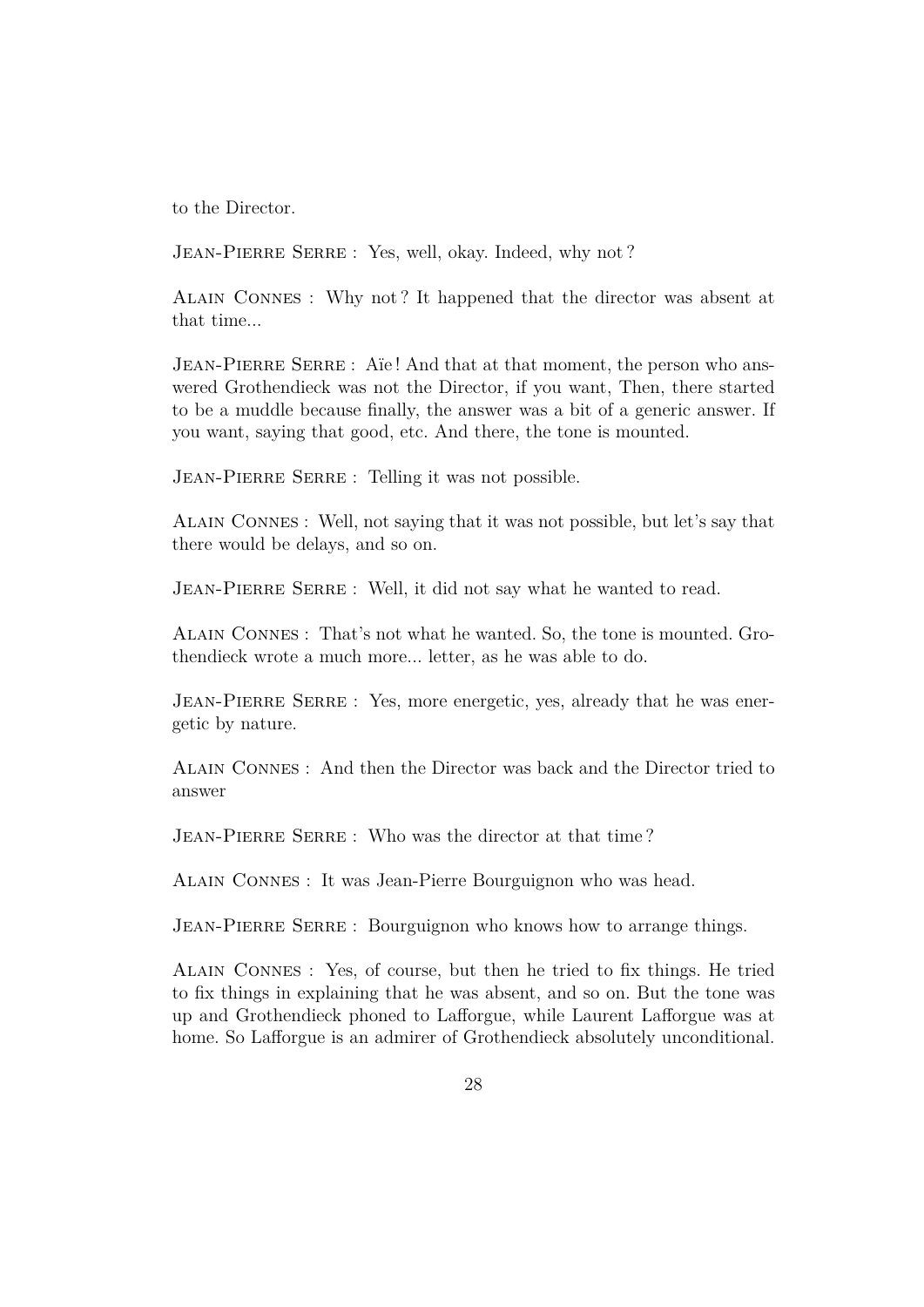to the Director.

Jean-Pierre Serre : Yes, well, okay. Indeed, why not ?

Alain Connes : Why not ? It happened that the director was absent at that time...

Jean-Pierre Serre : Aïe ! And that at that moment, the person who answered Grothendieck was not the Director, if you want, Then, there started to be a muddle because finally, the answer was a bit of a generic answer. If you want, saying that good, etc. And there, the tone is mounted.

Jean-Pierre Serre : Telling it was not possible.

Alain Connes : Well, not saying that it was not possible, but let's say that there would be delays, and so on.

Jean-Pierre Serre : Well, it did not say what he wanted to read.

Alain Connes : That's not what he wanted. So, the tone is mounted. Grothendieck wrote a much more... letter, as he was able to do.

Jean-Pierre Serre : Yes, more energetic, yes, already that he was energetic by nature.

Alain Connes : And then the Director was back and the Director tried to answer

Jean-Pierre Serre : Who was the director at that time ?

Alain Connes : It was Jean-Pierre Bourguignon who was head.

Jean-Pierre Serre : Bourguignon who knows how to arrange things.

Alain Connes : Yes, of course, but then he tried to fix things. He tried to fix things in explaining that he was absent, and so on. But the tone was up and Grothendieck phoned to Lafforgue, while Laurent Lafforgue was at home. So Lafforgue is an admirer of Grothendieck absolutely unconditional.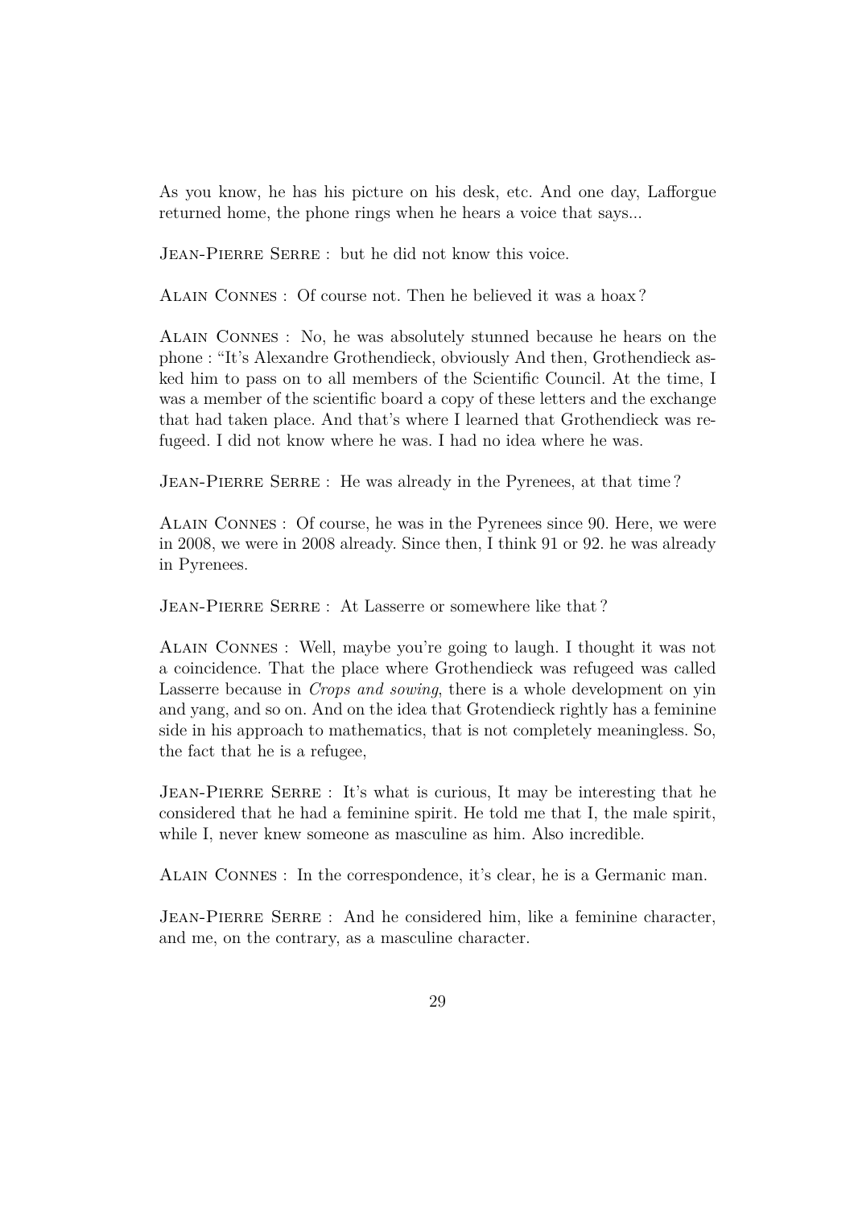As you know, he has his picture on his desk, etc. And one day, Lafforgue returned home, the phone rings when he hears a voice that says...

Jean-Pierre Serre : but he did not know this voice.

Alain Connes : Of course not. Then he believed it was a hoax ?

Alain Connes : No, he was absolutely stunned because he hears on the phone : "It's Alexandre Grothendieck, obviously And then, Grothendieck asked him to pass on to all members of the Scientific Council. At the time, I was a member of the scientific board a copy of these letters and the exchange that had taken place. And that's where I learned that Grothendieck was refugeed. I did not know where he was. I had no idea where he was.

Jean-Pierre Serre : He was already in the Pyrenees, at that time ?

Alain Connes : Of course, he was in the Pyrenees since 90. Here, we were in 2008, we were in 2008 already. Since then, I think 91 or 92. he was already in Pyrenees.

Jean-Pierre Serre : At Lasserre or somewhere like that ?

Alain Connes : Well, maybe you're going to laugh. I thought it was not a coincidence. That the place where Grothendieck was refugeed was called Lasserre because in *Crops and sowing*, there is a whole development on yin and yang, and so on. And on the idea that Grotendieck rightly has a feminine side in his approach to mathematics, that is not completely meaningless. So, the fact that he is a refugee,

Jean-Pierre Serre : It's what is curious, It may be interesting that he considered that he had a feminine spirit. He told me that I, the male spirit, while I, never knew someone as masculine as him. Also incredible.

Alain Connes : In the correspondence, it's clear, he is a Germanic man.

Jean-Pierre Serre : And he considered him, like a feminine character, and me, on the contrary, as a masculine character.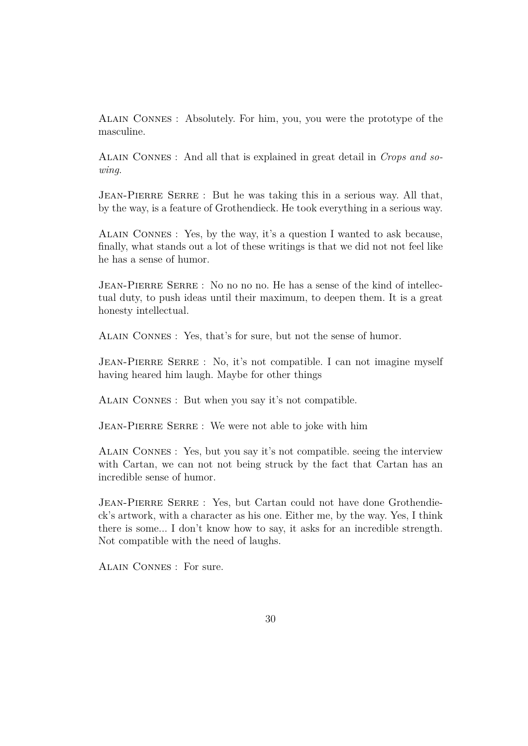Alain Connes : Absolutely. For him, you, you were the prototype of the masculine.

Alain Connes : And all that is explained in great detail in *Crops and sowing.*

Jean-Pierre Serre : But he was taking this in a serious way. All that, by the way, is a feature of Grothendieck. He took everything in a serious way.

Alain Connes : Yes, by the way, it's a question I wanted to ask because, finally, what stands out a lot of these writings is that we did not not feel like he has a sense of humor.

Jean-Pierre Serre : No no no no. He has a sense of the kind of intellectual duty, to push ideas until their maximum, to deepen them. It is a great honesty intellectual.

Alain Connes : Yes, that's for sure, but not the sense of humor.

Jean-Pierre Serre : No, it's not compatible. I can not imagine myself having heared him laugh. Maybe for other things

Alain Connes : But when you say it's not compatible.

Jean-Pierre Serre : We were not able to joke with him

Alain Connes : Yes, but you say it's not compatible. seeing the interview with Cartan, we can not not being struck by the fact that Cartan has an incredible sense of humor.

Jean-Pierre Serre : Yes, but Cartan could not have done Grothendieck's artwork, with a character as his one. Either me, by the way. Yes, I think there is some... I don't know how to say, it asks for an incredible strength. Not compatible with the need of laughs.

Alain Connes : For sure.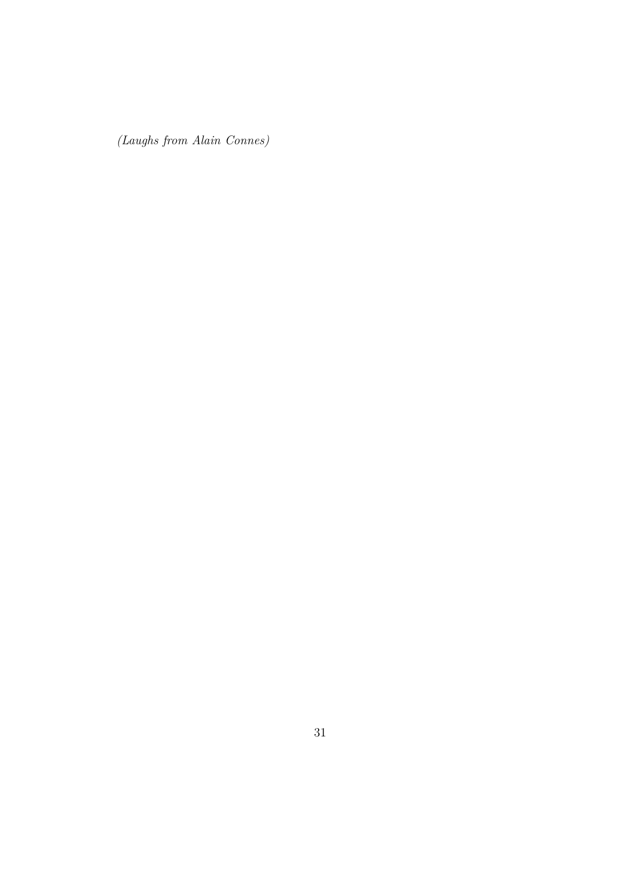*(Laughs from Alain Connes)*